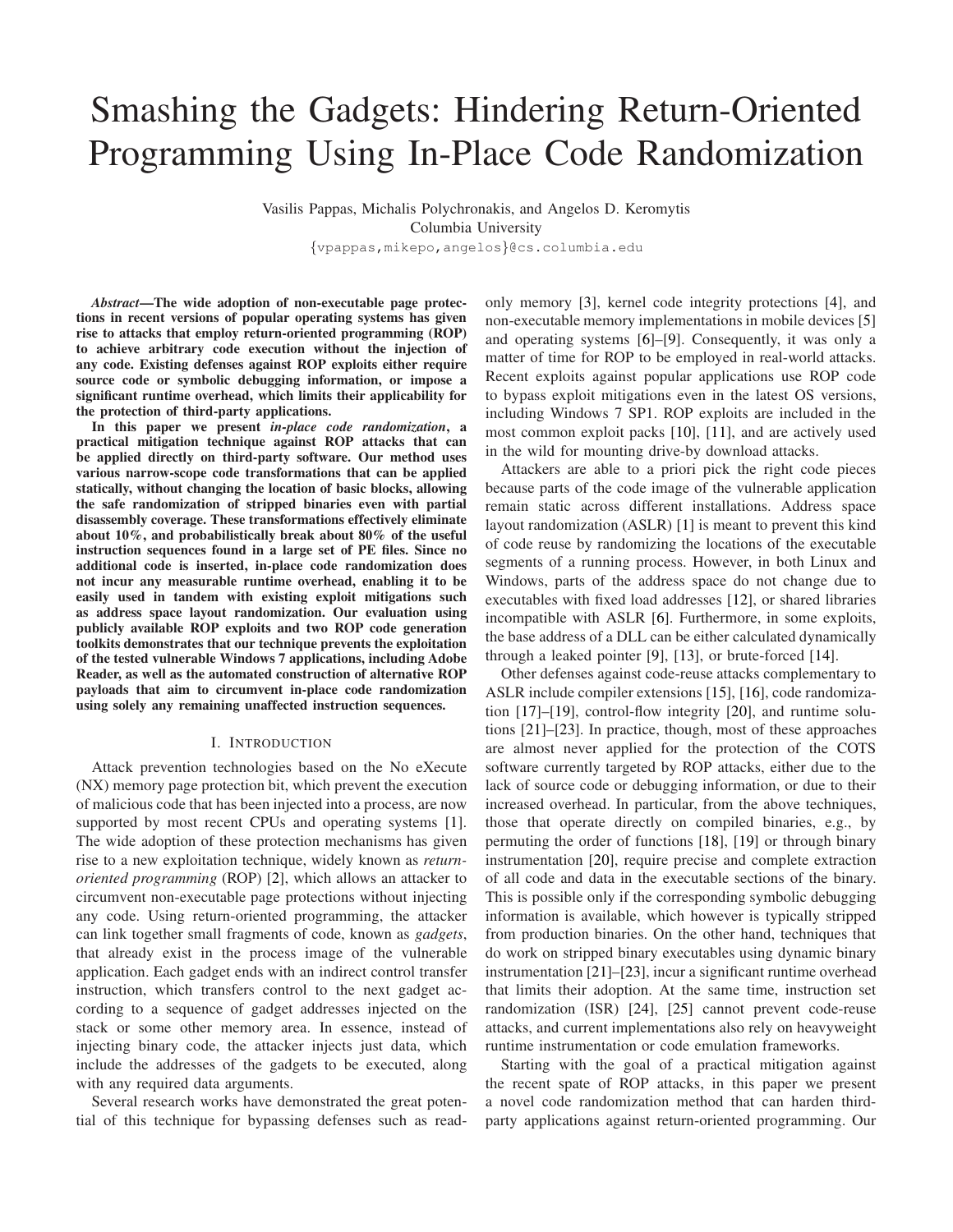#  Smashing the Gadgets: Hindering Return-Oriented Programming Using In-Place Code Randomization

Vasilis Pappas, Michalis Polychronakis, and Angelos D. Keromytis
Columbia University
{vpappas,mikepo,angelos}@cs.columbia.edu

***Abstract*—The wide adoption of non-executable page protections in recent versions of popular operating systems has given rise to attacks that employ return-oriented programming (ROP) to achieve arbitrary code execution without the injection of any code. Existing defenses against ROP exploits either require source code or symbolic debugging information, or impose a significant runtime overhead, which limits their applicability for the protection of third-party applications.**

**In this paper we present *in-place code randomization*, a practical mitigation technique against ROP attacks that can be applied directly on third-party software. Our method uses various narrow-scope code transformations that can be applied statically, without changing the location of basic blocks, allowing the safe randomization of stripped binaries even with partial disassembly coverage. These transformations effectively eliminate about 10%, and probabilistically break about 80% of the useful instruction sequences found in a large set of PE files. Since no additional code is inserted, in-place code randomization does not incur any measurable runtime overhead, enabling it to be easily used in tandem with existing exploit mitigations such as address space layout randomization. Our evaluation using publicly available ROP exploits and two ROP code generation toolkits demonstrates that our technique prevents the exploitation of the tested vulnerable Windows 7 applications, including Adobe Reader, as well as the automated construction of alternative ROP payloads that aim to circumvent in-place code randomization using solely any remaining unaffected instruction sequences.**

## I. Introduction

Attack prevention technologies based on the No eXecute (NX) memory page protection bit, which prevent the execution of malicious code that has been injected into a process, are now supported by most recent CPUs and operating systems [1]. The wide adoption of these protection mechanisms has given rise to a new exploitation technique, widely known as *return-oriented programming* (ROP) [2], which allows an attacker to circumvent non-executable page protections without injecting any code. Using return-oriented programming, the attacker can link together small fragments of code, known as *gadgets*, that already exist in the process image of the vulnerable application. Each gadget ends with an indirect control transfer instruction, which transfers control to the next gadget according to a sequence of gadget addresses injected on the stack or some other memory area. In essence, instead of injecting binary code, the attacker injects just data, which include the addresses of the gadgets to be executed, along with any required data arguments.

Several research works have demonstrated the great potential of this technique for bypassing defenses such as read-only memory [3], kernel code integrity protections [4], and non-executable memory implementations in mobile devices [5] and operating systems [6]–[9]. Consequently, it was only a matter of time for ROP to be employed in real-world attacks. Recent exploits against popular applications use ROP code to bypass exploit mitigations even in the latest OS versions, including Windows 7 SP1. ROP exploits are included in the most common exploit packs [10], [11], and are actively used in the wild for mounting drive-by download attacks.

Attackers are able to a priori pick the right code pieces because parts of the code image of the vulnerable application remain static across different installations. Address space layout randomization (ASLR) [1] is meant to prevent this kind of code reuse by randomizing the locations of the executable segments of a running process. However, in both Linux and Windows, parts of the address space do not change due to executables with fixed load addresses [12], or shared libraries incompatible with ASLR [6]. Furthermore, in some exploits, the base address of a DLL can be either calculated dynamically through a leaked pointer [9], [13], or brute-forced [14].

Other defenses against code-reuse attacks complementary to ASLR include compiler extensions [15], [16], code randomization [17]–[19], control-flow integrity [20], and runtime solutions [21]–[23]. In practice, though, most of these approaches are almost never applied for the protection of the COTS software currently targeted by ROP attacks, either due to the lack of source code or debugging information, or due to their increased overhead. In particular, from the above techniques, those that operate directly on compiled binaries, e.g., by permuting the order of functions [18], [19] or through binary instrumentation [20], require precise and complete extraction of all code and data in the executable sections of the binary. This is possible only if the corresponding symbolic debugging information is available, which however is typically stripped from production binaries. On the other hand, techniques that do work on stripped binary executables using dynamic binary instrumentation [21]–[23], incur a significant runtime overhead that limits their adoption. At the same time, instruction set randomization (ISR) [24], [25] cannot prevent code-reuse attacks, and current implementations also rely on heavyweight runtime instrumentation or code emulation frameworks.

Starting with the goal of a practical mitigation against the recent spate of ROP attacks, in this paper we present a novel code randomization method that can harden third-party applications against return-oriented programming. Our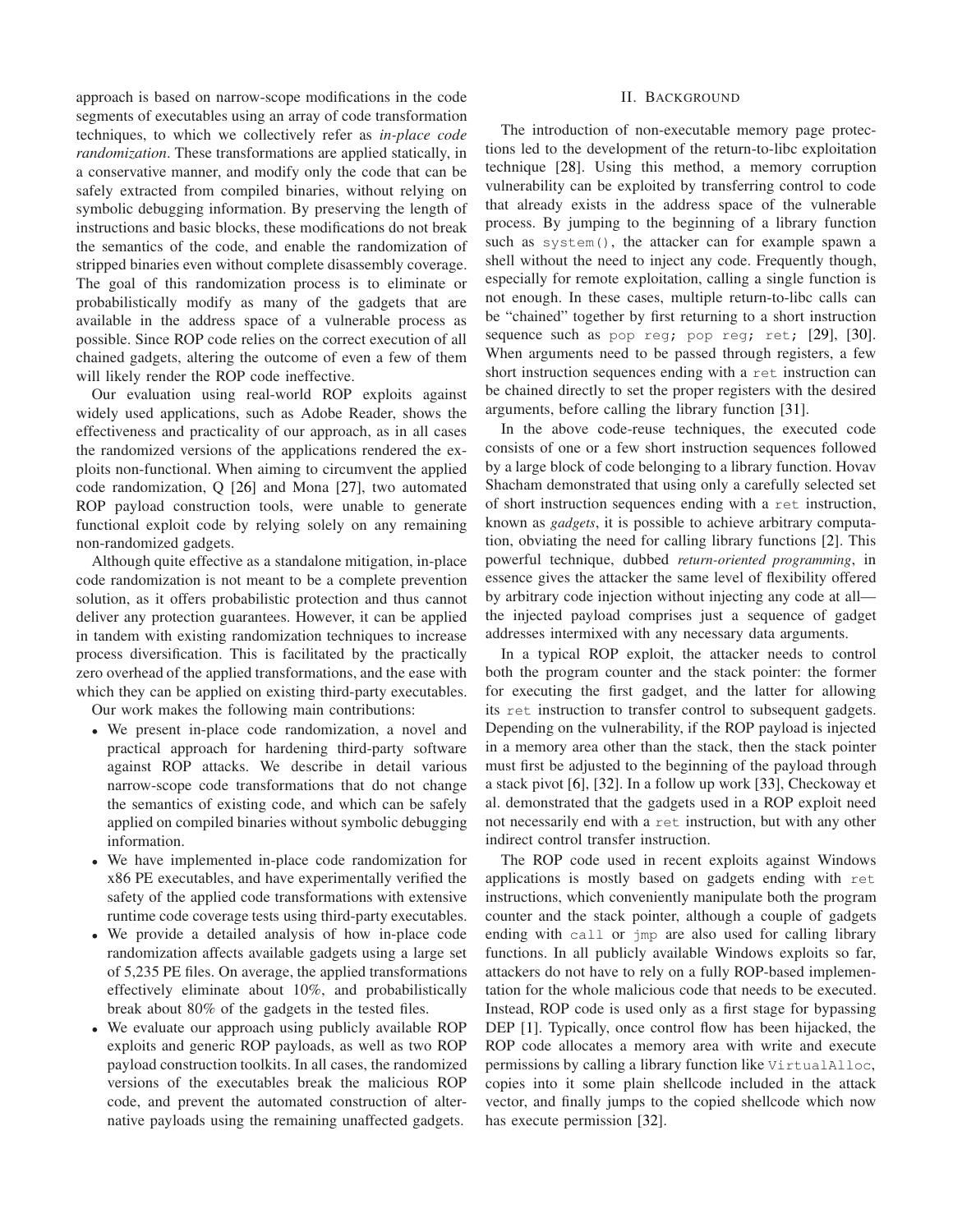approach is based on narrow-scope modifications in the code segments of executables using an array of code transformation techniques, to which we collectively refer as *in-place code randomization*. These transformations are applied statically, in a conservative manner, and modify only the code that can be safely extracted from compiled binaries, without relying on symbolic debugging information. By preserving the length of instructions and basic blocks, these modifications do not break the semantics of the code, and enable the randomization of stripped binaries even without complete disassembly coverage. The goal of this randomization process is to eliminate or probabilistically modify as many of the gadgets that are available in the address space of a vulnerable process as possible. Since ROP code relies on the correct execution of all chained gadgets, altering the outcome of even a few of them will likely render the ROP code ineffective.

Our evaluation using real-world ROP exploits against widely used applications, such as Adobe Reader, shows the effectiveness and practicality of our approach, as in all cases the randomized versions of the applications rendered the exploits non-functional. When aiming to circumvent the applied code randomization, Q [26] and Mona [27], two automated ROP payload construction tools, were unable to generate functional exploit code by relying solely on any remaining non-randomized gadgets.

Although quite effective as a standalone mitigation, in-place code randomization is not meant to be a complete prevention solution, as it offers probabilistic protection and thus cannot deliver any protection guarantees. However, it can be applied in tandem with existing randomization techniques to increase process diversification. This is facilitated by the practically zero overhead of the applied transformations, and the ease with which they can be applied on existing third-party executables.

Our work makes the following main contributions:

- We present in-place code randomization, a novel and practical approach for hardening third-party software against ROP attacks. We describe in detail various narrow-scope code transformations that do not change the semantics of existing code, and which can be safely applied on compiled binaries without symbolic debugging information.
- We have implemented in-place code randomization for x86 PE executables, and have experimentally verified the safety of the applied code transformations with extensive runtime code coverage tests using third-party executables.
- We provide a detailed analysis of how in-place code randomization affects available gadgets using a large set of 5,235 PE files. On average, the applied transformations effectively eliminate about 10%, and probabilistically break about 80% of the gadgets in the tested files.
- We evaluate our approach using publicly available ROP exploits and generic ROP payloads, as well as two ROP payload construction toolkits. In all cases, the randomized versions of the executables break the malicious ROP code, and prevent the automated construction of alternative payloads using the remaining unaffected gadgets.

## II. Background

The introduction of non-executable memory page protections led to the development of the return-to-libc exploitation technique [28]. Using this method, a memory corruption vulnerability can be exploited by transferring control to code that already exists in the address space of the vulnerable process. By jumping to the beginning of a library function such as `system()`, the attacker can for example spawn a shell without the need to inject any code. Frequently though, especially for remote exploitation, calling a single function is not enough. In these cases, multiple return-to-libc calls can be "chained" together by first returning to a short instruction sequence such as `pop reg; pop reg; ret;` [29], [30]. When arguments need to be passed through registers, a few short instruction sequences ending with a `ret` instruction can be chained directly to set the proper registers with the desired arguments, before calling the library function [31].

In the above code-reuse techniques, the executed code consists of one or a few short instruction sequences followed by a large block of code belonging to a library function. Hovav Shacham demonstrated that using only a carefully selected set of short instruction sequences ending with a `ret` instruction, known as *gadgets*, it is possible to achieve arbitrary computation, obviating the need for calling library functions [2]. This powerful technique, dubbed *return-oriented programming*, in essence gives the attacker the same level of flexibility offered by arbitrary code injection without injecting any code at all—the injected payload comprises just a sequence of gadget addresses intermixed with any necessary data arguments.

In a typical ROP exploit, the attacker needs to control both the program counter and the stack pointer: the former for executing the first gadget, and the latter for allowing its `ret` instruction to transfer control to subsequent gadgets. Depending on the vulnerability, if the ROP payload is injected in a memory area other than the stack, then the stack pointer must first be adjusted to the beginning of the payload through a stack pivot [6], [32]. In a follow up work [33], Checkoway et al. demonstrated that the gadgets used in a ROP exploit need not necessarily end with a `ret` instruction, but with any other indirect control transfer instruction.

The ROP code used in recent exploits against Windows applications is mostly based on gadgets ending with `ret` instructions, which conveniently manipulate both the program counter and the stack pointer, although a couple of gadgets ending with `call` or `jmp` are also used for calling library functions. In all publicly available Windows exploits so far, attackers do not have to rely on a fully ROP-based implementation for the whole malicious code that needs to be executed. Instead, ROP code is used only as a first stage for bypassing DEP [1]. Typically, once control flow has been hijacked, the ROP code allocates a memory area with write and execute permissions by calling a library function like `VirtualAlloc`, copies into it some plain shellcode included in the attack vector, and finally jumps to the copied shellcode which now has execute permission [32].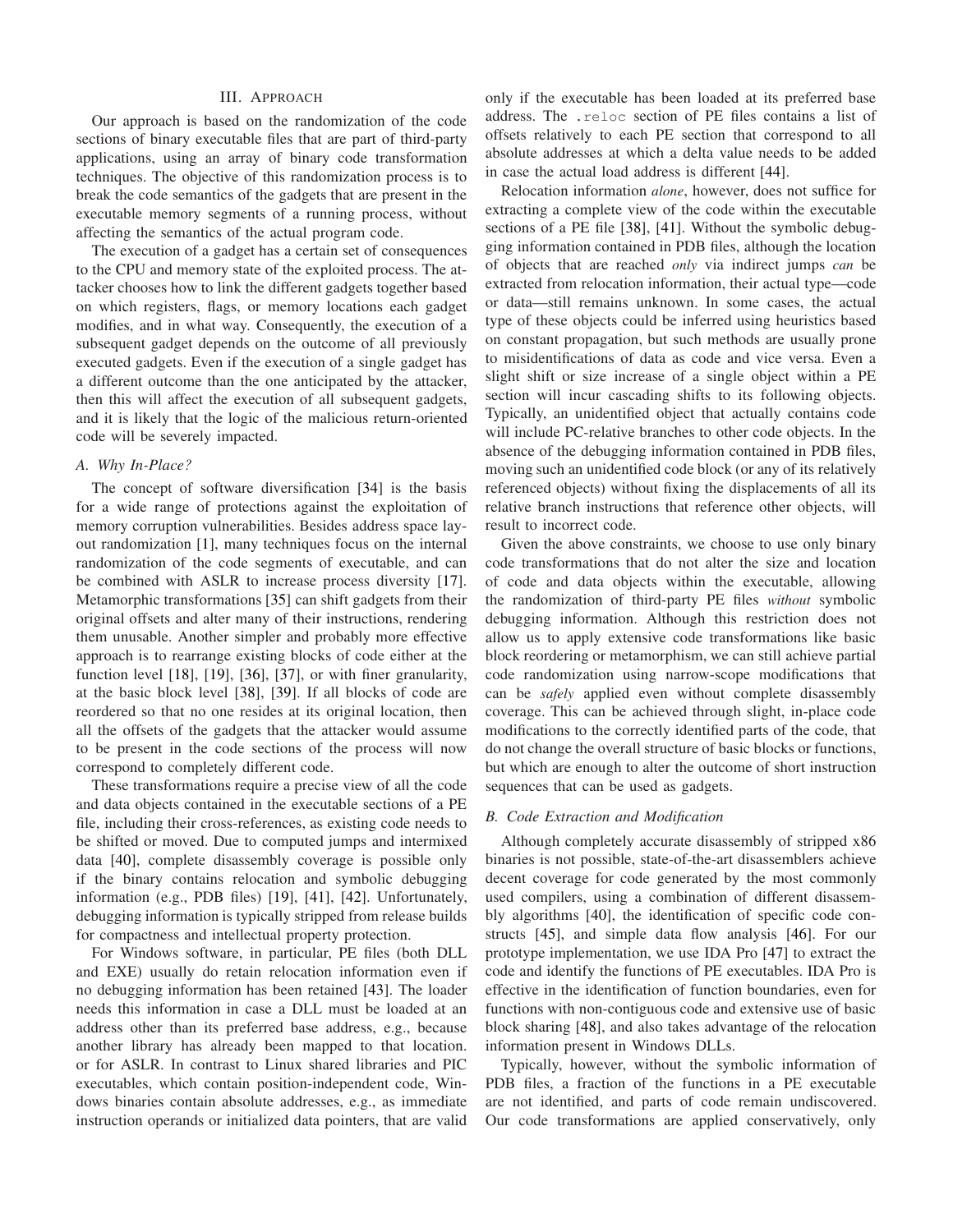## III. Approach

Our approach is based on the randomization of the code sections of binary executable files that are part of third-party applications, using an array of binary code transformation techniques. The objective of this randomization process is to break the code semantics of the gadgets that are present in the executable memory segments of a running process, without affecting the semantics of the actual program code.

The execution of a gadget has a certain set of consequences to the CPU and memory state of the exploited process. The attacker chooses how to link the different gadgets together based on which registers, flags, or memory locations each gadget modifies, and in what way. Consequently, the execution of a subsequent gadget depends on the outcome of all previously executed gadgets. Even if the execution of a single gadget has a different outcome than the one anticipated by the attacker, then this will affect the execution of all subsequent gadgets, and it is likely that the logic of the malicious return-oriented code will be severely impacted.

### A. Why In-Place?

The concept of software diversification [34] is the basis for a wide range of protections against the exploitation of memory corruption vulnerabilities. Besides address space layout randomization [1], many techniques focus on the internal randomization of the code segments of executable, and can be combined with ASLR to increase process diversity [17]. Metamorphic transformations [35] can shift gadgets from their original offsets and alter many of their instructions, rendering them unusable. Another simpler and probably more effective approach is to rearrange existing blocks of code either at the function level [18], [19], [36], [37], or with finer granularity, at the basic block level [38], [39]. If all blocks of code are reordered so that no one resides at its original location, then all the offsets of the gadgets that the attacker would assume to be present in the code sections of the process will now correspond to completely different code.

These transformations require a precise view of all the code and data objects contained in the executable sections of a PE file, including their cross-references, as existing code needs to be shifted or moved. Due to computed jumps and intermixed data [40], complete disassembly coverage is possible only if the binary contains relocation and symbolic debugging information (e.g., PDB files) [19], [41], [42]. Unfortunately, debugging information is typically stripped from release builds for compactness and intellectual property protection.

For Windows software, in particular, PE files (both DLL and EXE) usually do retain relocation information even if no debugging information has been retained [43]. The loader needs this information in case a DLL must be loaded at an address other than its preferred base address, e.g., because another library has already been mapped to that location. or for ASLR. In contrast to Linux shared libraries and PIC executables, which contain position-independent code, Windows binaries contain absolute addresses, e.g., as immediate instruction operands or initialized data pointers, that are valid only if the executable has been loaded at its preferred base address. The `.reloc` section of PE files contains a list of offsets relatively to each PE section that correspond to all absolute addresses at which a delta value needs to be added in case the actual load address is different [44].

Relocation information *alone*, however, does not suffice for extracting a complete view of the code within the executable sections of a PE file [38], [41]. Without the symbolic debugging information contained in PDB files, although the location of objects that are reached *only* via indirect jumps *can* be extracted from relocation information, their actual type—code or data—still remains unknown. In some cases, the actual type of these objects could be inferred using heuristics based on constant propagation, but such methods are usually prone to misidentifications of data as code and vice versa. Even a slight shift or size increase of a single object within a PE section will incur cascading shifts to its following objects. Typically, an unidentified object that actually contains code will include PC-relative branches to other code objects. In the absence of the debugging information contained in PDB files, moving such an unidentified code block (or any of its relatively referenced objects) without fixing the displacements of all its relative branch instructions that reference other objects, will result to incorrect code.

Given the above constraints, we choose to use only binary code transformations that do not alter the size and location of code and data objects within the executable, allowing the randomization of third-party PE files *without* symbolic debugging information. Although this restriction does not allow us to apply extensive code transformations like basic block reordering or metamorphism, we can still achieve partial code randomization using narrow-scope modifications that can be *safely* applied even without complete disassembly coverage. This can be achieved through slight, in-place code modifications to the correctly identified parts of the code, that do not change the overall structure of basic blocks or functions, but which are enough to alter the outcome of short instruction sequences that can be used as gadgets.

### B. Code Extraction and Modification

Although completely accurate disassembly of stripped x86 binaries is not possible, state-of-the-art disassemblers achieve decent coverage for code generated by the most commonly used compilers, using a combination of different disassembly algorithms [40], the identification of specific code constructs [45], and simple data flow analysis [46]. For our prototype implementation, we use IDA Pro [47] to extract the code and identify the functions of PE executables. IDA Pro is effective in the identification of function boundaries, even for functions with non-contiguous code and extensive use of basic block sharing [48], and also takes advantage of the relocation information present in Windows DLLs.

Typically, however, without the symbolic information of PDB files, a fraction of the functions in a PE executable are not identified, and parts of code remain undiscovered. Our code transformations are applied conservatively, only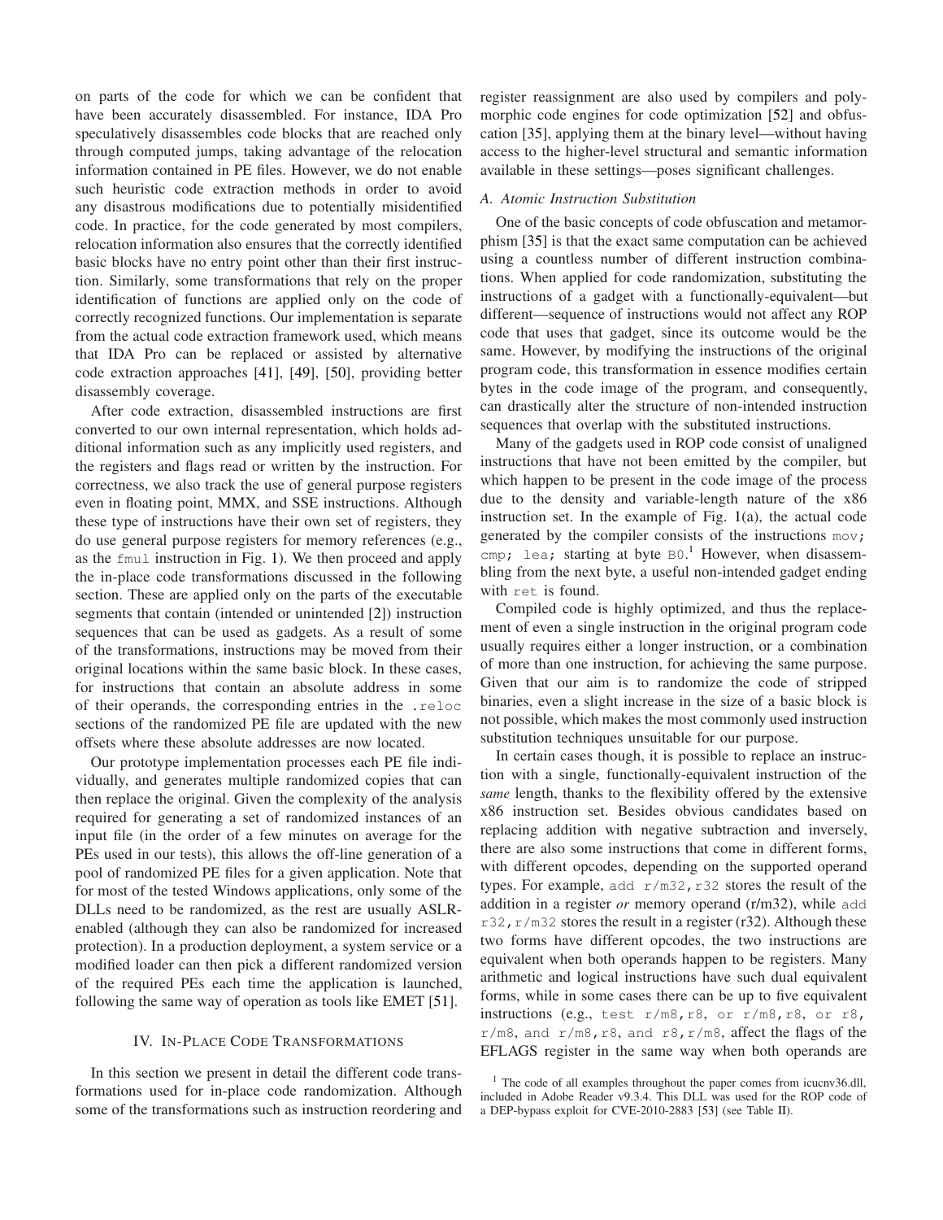on parts of the code for which we can be confident that have been accurately disassembled. For instance, IDA Pro speculatively disassembles code blocks that are reached only through computed jumps, taking advantage of the relocation information contained in PE files. However, we do not enable such heuristic code extraction methods in order to avoid any disastrous modifications due to potentially misidentified code. In practice, for the code generated by most compilers, relocation information also ensures that the correctly identified basic blocks have no entry point other than their first instruction. Similarly, some transformations that rely on the proper identification of functions are applied only on the code of correctly recognized functions. Our implementation is separate from the actual code extraction framework used, which means that IDA Pro can be replaced or assisted by alternative code extraction approaches [41], [49], [50], providing better disassembly coverage.

After code extraction, disassembled instructions are first converted to our own internal representation, which holds additional information such as any implicitly used registers, and the registers and flags read or written by the instruction. For correctness, we also track the use of general purpose registers even in floating point, MMX, and SSE instructions. Although these type of instructions have their own set of registers, they do use general purpose registers for memory references (e.g., as the `fmul` instruction in Fig. 1). We then proceed and apply the in-place code transformations discussed in the following section. These are applied only on the parts of the executable segments that contain (intended or unintended [2]) instruction sequences that can be used as gadgets. As a result of some of the transformations, instructions may be moved from their original locations within the same basic block. In these cases, for instructions that contain an absolute address in some of their operands, the corresponding entries in the `.reloc` sections of the randomized PE file are updated with the new offsets where these absolute addresses are now located.

Our prototype implementation processes each PE file individually, and generates multiple randomized copies that can then replace the original. Given the complexity of the analysis required for generating a set of randomized instances of an input file (in the order of a few minutes on average for the PEs used in our tests), this allows the off-line generation of a pool of randomized PE files for a given application. Note that for most of the tested Windows applications, only some of the DLLs need to be randomized, as the rest are usually ASLR-enabled (although they can also be randomized for increased protection). In a production deployment, a system service or a modified loader can then pick a different randomized version of the required PEs each time the application is launched, following the same way of operation as tools like EMET [51].

## IV. In-Place Code Transformations

In this section we present in detail the different code transformations used for in-place code randomization. Although some of the transformations such as instruction reordering and register reassignment are also used by compilers and polymorphic code engines for code optimization [52] and obfuscation [35], applying them at the binary level—without having access to the higher-level structural and semantic information available in these settings—poses significant challenges.

### A. Atomic Instruction Substitution

One of the basic concepts of code obfuscation and metamorphism [35] is that the exact same computation can be achieved using a countless number of different instruction combinations. When applied for code randomization, substituting the instructions of a gadget with a functionally-equivalent—but different—sequence of instructions would not affect any ROP code that uses that gadget, since its outcome would be the same. However, by modifying the instructions of the original program code, this transformation in essence modifies certain bytes in the code image of the program, and consequently, can drastically alter the structure of non-intended instruction sequences that overlap with the substituted instructions.

Many of the gadgets used in ROP code consist of unaligned instructions that have not been emitted by the compiler, but which happen to be present in the code image of the process due to the density and variable-length nature of the x86 instruction set. In the example of Fig. 1(a), the actual code generated by the compiler consists of the instructions `mov; cmp; lea;` starting at byte `B0`.[1] However, when disassembling from the next byte, a useful non-intended gadget ending with `ret` is found.

Compiled code is highly optimized, and thus the replacement of even a single instruction in the original program code usually requires either a longer instruction, or a combination of more than one instruction, for achieving the same purpose. Given that our aim is to randomize the code of stripped binaries, even a slight increase in the size of a basic block is not possible, which makes the most commonly used instruction substitution techniques unsuitable for our purpose.

In certain cases though, it is possible to replace an instruction with a single, functionally-equivalent instruction of the *same* length, thanks to the flexibility offered by the extensive x86 instruction set. Besides obvious candidates based on replacing addition with negative subtraction and inversely, there are also some instructions that come in different forms, with different opcodes, depending on the supported operand types. For example, `add r/m32,r32` stores the result of the addition in a register *or* memory operand (r/m32), while `add r32,r/m32` stores the result in a register (r32). Although these two forms have different opcodes, the two instructions are equivalent when both operands happen to be registers. Many arithmetic and logical instructions have such dual equivalent forms, while in some cases there can be up to five equivalent instructions (e.g., `test r/m8,r8`, `or r/m8,r8`, `or r8,r/m8`, `and r/m8,r8`, `and r8,r/m8`, affect the flags of the EFLAGS register in the same way when both operands are

[1] The code of all examples throughout the paper comes from icucnv36.dll, included in Adobe Reader v9.3.4. This DLL was used for the ROP code of a DEP-bypass exploit for CVE-2010-2883 [53] (see Table II).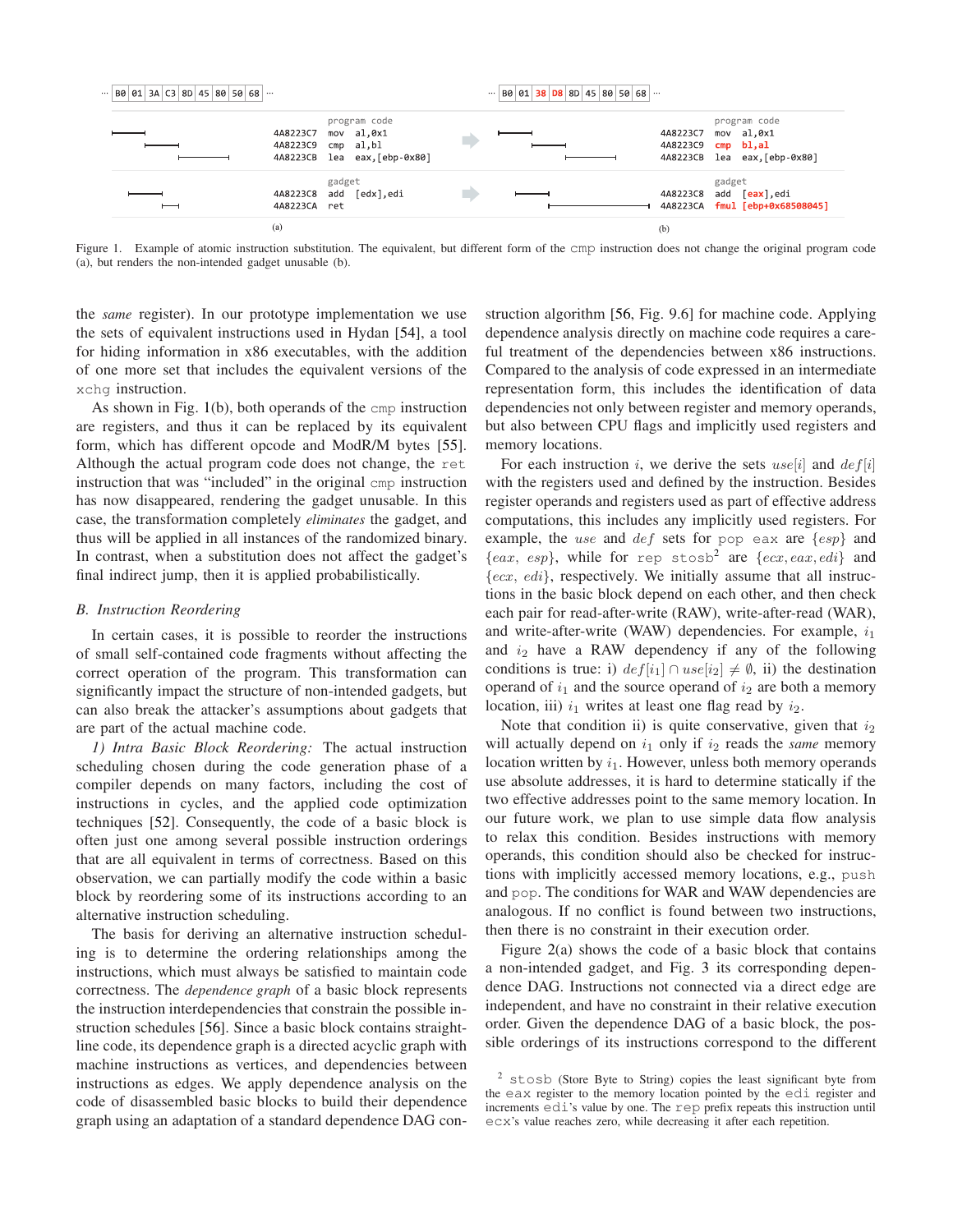```
··· B0 01 3A C3 8D 45 80 50 68 ···

                    program code
4A8223C7  mov  al,0x1
4A8223C9  cmp  al,bl
4A8223CB  lea  eax,[ebp-0x80]

                    gadget
4A8223C8  add  [edx],edi
4A8223CA  ret
```

(a)

```
··· B0 01 38 D8 8D 45 80 50 68 ···

                    program code
4A8223C7  mov  al,0x1
4A8223C9  cmp  bl,al
4A8223CB  lea  eax,[ebp-0x80]

                    gadget
4A8223C8  add  [eax],edi
4A8223CA  fmul [ebp+0x68508045]
```

(b)

Figure 1. Example of atomic instruction substitution. The equivalent, but different form of the cmp instruction does not change the original program code (a), but renders the non-intended gadget unusable (b).

the *same* register). In our prototype implementation we use the sets of equivalent instructions used in Hydan [54], a tool for hiding information in x86 executables, with the addition of one more set that includes the equivalent versions of the xchg instruction.

As shown in Fig. 1(b), both operands of the cmp instruction are registers, and thus it can be replaced by its equivalent form, which has different opcode and ModR/M bytes [55]. Although the actual program code does not change, the ret instruction that was "included" in the original cmp instruction has now disappeared, rendering the gadget unusable. In this case, the transformation completely *eliminates* the gadget, and thus will be applied in all instances of the randomized binary. In contrast, when a substitution does not affect the gadget's final indirect jump, then it is applied probabilistically.

### B. Instruction Reordering

In certain cases, it is possible to reorder the instructions of small self-contained code fragments without affecting the correct operation of the program. This transformation can significantly impact the structure of non-intended gadgets, but can also break the attacker's assumptions about gadgets that are part of the actual machine code.

*1) Intra Basic Block Reordering:* The actual instruction scheduling chosen during the code generation phase of a compiler depends on many factors, including the cost of instructions in cycles, and the applied code optimization techniques [52]. Consequently, the code of a basic block is often just one among several possible instruction orderings that are all equivalent in terms of correctness. Based on this observation, we can partially modify the code within a basic block by reordering some of its instructions according to an alternative instruction scheduling.

The basis for deriving an alternative instruction scheduling is to determine the ordering relationships among the instructions, which must always be satisfied to maintain code correctness. The *dependence graph* of a basic block represents the instruction interdependencies that constrain the possible instruction schedules [56]. Since a basic block contains straight-line code, its dependence graph is a directed acyclic graph with machine instructions as vertices, and dependencies between instructions as edges. We apply dependence analysis on the code of disassembled basic blocks to build their dependence graph using an adaptation of a standard dependence DAG construction algorithm [56, Fig. 9.6] for machine code. Applying dependence analysis directly on machine code requires a careful treatment of the dependencies between x86 instructions. Compared to the analysis of code expressed in an intermediate representation form, this includes the identification of data dependencies not only between register and memory operands, but also between CPU flags and implicitly used registers and memory locations.

For each instruction $i$, we derive the sets $use[i]$ and $def[i]$ with the registers used and defined by the instruction. Besides register operands and registers used as part of effective address computations, this includes any implicitly used registers. For example, the $use$ and $def$ sets for pop eax are $\{esp\}$ and $\{eax,\ esp\}$, while for rep stosb[2] are $\{ecx, eax, edi\}$ and $\{ecx,\ edi\}$, respectively. We initially assume that all instructions in the basic block depend on each other, and then check each pair for read-after-write (RAW), write-after-read (WAR), and write-after-write (WAW) dependencies. For example, $i_1$ and $i_2$ have a RAW dependency if any of the following conditions is true: i) $def[i_1] \cap use[i_2] \neq \emptyset$, ii) the destination operand of $i_1$ and the source operand of $i_2$ are both a memory location, iii) $i_1$ writes at least one flag read by $i_2$.

Note that condition ii) is quite conservative, given that $i_2$ will actually depend on $i_1$ only if $i_2$ reads the *same* memory location written by $i_1$. However, unless both memory operands use absolute addresses, it is hard to determine statically if the two effective addresses point to the same memory location. In our future work, we plan to use simple data flow analysis to relax this condition. Besides instructions with memory operands, this condition should also be checked for instructions with implicitly accessed memory locations, e.g., push and pop. The conditions for WAR and WAW dependencies are analogous. If no conflict is found between two instructions, then there is no constraint in their execution order.

Figure 2(a) shows the code of a basic block that contains a non-intended gadget, and Fig. 3 its corresponding dependence DAG. Instructions not connected via a direct edge are independent, and have no constraint in their relative execution order. Given the dependence DAG of a basic block, the possible orderings of its instructions correspond to the different

[2] stosb (Store Byte to String) copies the least significant byte from the eax register to the memory location pointed by the edi register and increments edi's value by one. The rep prefix repeats this instruction until ecx's value reaches zero, while decreasing it after each repetition.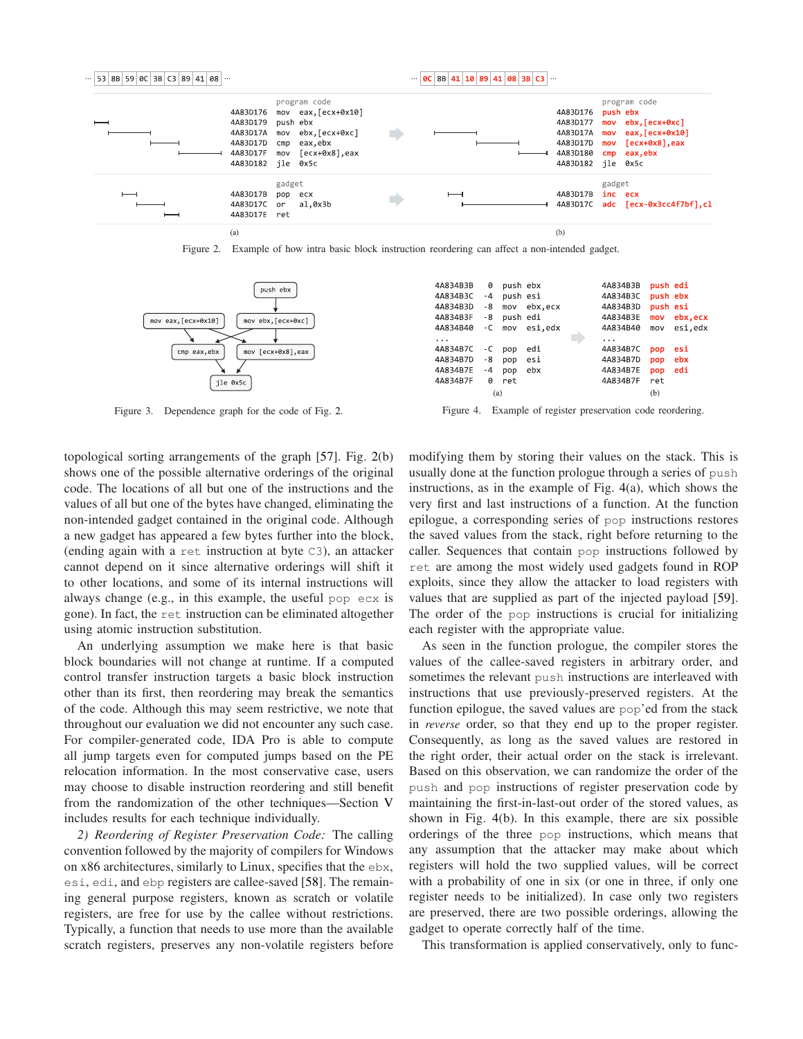```
... 53 8B 59 0C 3B C3 89 41 08 ...                       ... 0C 8B 41 10 89 41 08 3B C3 ...

program code                                             program code
4A83D176  mov  eax,[ecx+0x10]                            4A83D176  push ebx
4A83D179  push ebx                                       4A83D177  mov  ebx,[ecx+0xc]
4A83D17A  mov  ebx,[ecx+0xc]                             4A83D17A  mov  eax,[ecx+0x10]
4A83D17D  cmp  eax,ebx                                   4A83D17D  mov  [ecx+0x8],eax
4A83D17F  mov  [ecx+0x8],eax                             4A83D180  cmp  eax,ebx
4A83D182  jle  0x5c                                      4A83D182  jle  0x5c

gadget                                                   gadget
4A83D17B  pop  ecx                                       4A83D17B  inc  ecx
4A83D17C  or   al,0x3b                                   4A83D17C  adc  [ecx-0x3cc4f7bf],cl
4A83D17E  ret

                 (a)                                                      (b)
```

Figure 2. Example of how intra basic block instruction reordering can affect a non-intended gadget.

```
                 push ebx
                /        \
mov eax,[ecx+0x10]    mov ebx,[ecx+0xc]
        |        \  /        |
  cmp eax,ebx     mov [ecx+0x8],eax
           \        /
            jle 0x5c
```

Figure 3. Dependence graph for the code of Fig. 2.

```
4A834B3B   0  push ebx              4A834B3B  push edi
4A834B3C  -4  push esi              4A834B3C  push ebx
4A834B3D  -8  mov  ebx,ecx          4A834B3D  push esi
4A834B3F  -8  push edi              4A834B3E  mov  ebx,ecx
4A834B40  -C  mov  esi,edx          4A834B40  mov  esi,edx
...                                 ...
4A834B7C  -C  pop  edi              4A834B7C  pop  esi
4A834B7D  -8  pop  esi              4A834B7D  pop  ebx
4A834B7E  -4  pop  ebx              4A834B7E  pop  edi
4A834B7F   0  ret                   4A834B7F  ret
              (a)                                 (b)
```

Figure 4. Example of register preservation code reordering.

topological sorting arrangements of the graph [57]. Fig. 2(b) shows one of the possible alternative orderings of the original code. The locations of all but one of the instructions and the values of all but one of the bytes have changed, eliminating the non-intended gadget contained in the original code. Although a new gadget has appeared a few bytes further into the block, (ending again with a `ret` instruction at byte `C3`), an attacker cannot depend on it since alternative orderings will shift it to other locations, and some of its internal instructions will always change (e.g., in this example, the useful `pop ecx` is gone). In fact, the `ret` instruction can be eliminated altogether using atomic instruction substitution.

An underlying assumption we make here is that basic block boundaries will not change at runtime. If a computed control transfer instruction targets a basic block instruction other than its first, then reordering may break the semantics of the code. Although this may seem restrictive, we note that throughout our evaluation we did not encounter any such case. For compiler-generated code, IDA Pro is able to compute all jump targets even for computed jumps based on the PE relocation information. In the most conservative case, users may choose to disable instruction reordering and still benefit from the randomization of the other techniques—Section V includes results for each technique individually.

*2) Reordering of Register Preservation Code:* The calling convention followed by the majority of compilers for Windows on x86 architectures, similarly to Linux, specifies that the `ebx`, `esi`, `edi`, and `ebp` registers are callee-saved [58]. The remaining general purpose registers, known as scratch or volatile registers, are free for use by the callee without restrictions. Typically, a function that needs to use more than the available scratch registers, preserves any non-volatile registers before modifying them by storing their values on the stack. This is usually done at the function prologue through a series of `push` instructions, as in the example of Fig. 4(a), which shows the very first and last instructions of a function. At the function epilogue, a corresponding series of `pop` instructions restores the saved values from the stack, right before returning to the caller. Sequences that contain `pop` instructions followed by `ret` are among the most widely used gadgets found in ROP exploits, since they allow the attacker to load registers with values that are supplied as part of the injected payload [59]. The order of the `pop` instructions is crucial for initializing each register with the appropriate value.

As seen in the function prologue, the compiler stores the values of the callee-saved registers in arbitrary order, and sometimes the relevant `push` instructions are interleaved with instructions that use previously-preserved registers. At the function epilogue, the saved values are `pop`'ed from the stack in *reverse* order, so that they end up to the proper register. Consequently, as long as the saved values are restored in the right order, their actual order on the stack is irrelevant. Based on this observation, we can randomize the order of the `push` and `pop` instructions of register preservation code by maintaining the first-in-last-out order of the stored values, as shown in Fig. 4(b). In this example, there are six possible orderings of the three `pop` instructions, which means that any assumption that the attacker may make about which registers will hold the two supplied values, will be correct with a probability of one in six (or one in three, if only one register needs to be initialized). In case only two registers are preserved, there are two possible orderings, allowing the gadget to operate correctly half of the time.

This transformation is applied conservatively, only to func-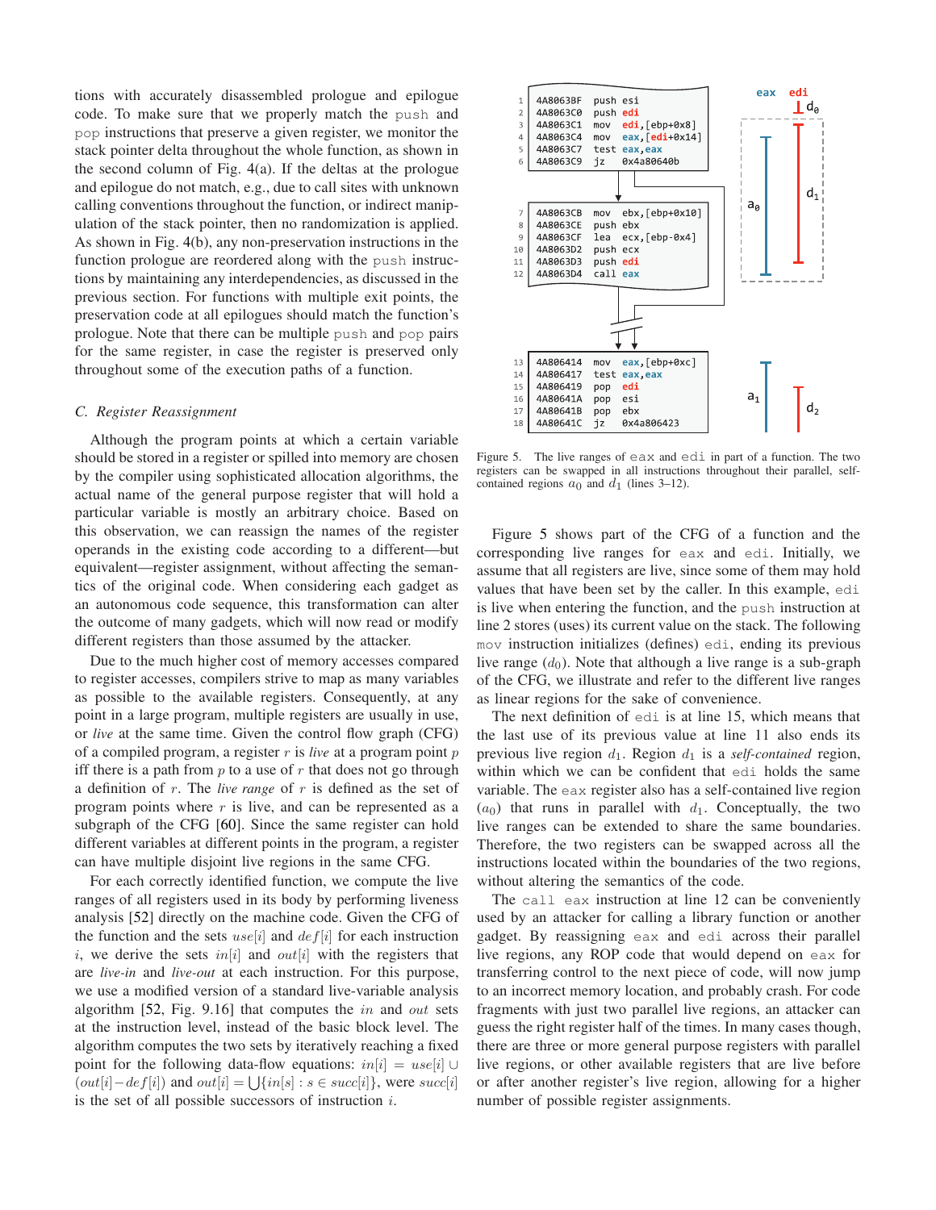tions with accurately disassembled prologue and epilogue code. To make sure that we properly match the `push` and `pop` instructions that preserve a given register, we monitor the stack pointer delta throughout the whole function, as shown in the second column of Fig. 4(a). If the deltas at the prologue and epilogue do not match, e.g., due to call sites with unknown calling conventions throughout the function, or indirect manipulation of the stack pointer, then no randomization is applied. As shown in Fig. 4(b), any non-preservation instructions in the function prologue are reordered along with the `push` instructions by maintaining any interdependencies, as discussed in the previous section. For functions with multiple exit points, the preservation code at all epilogues should match the function's prologue. Note that there can be multiple `push` and `pop` pairs for the same register, in case the register is preserved only throughout some of the execution paths of a function.

### C. Register Reassignment

Although the program points at which a certain variable should be stored in a register or spilled into memory are chosen by the compiler using sophisticated allocation algorithms, the actual name of the general purpose register that will hold a particular variable is mostly an arbitrary choice. Based on this observation, we can reassign the names of the register operands in the existing code according to a different—but equivalent—register assignment, without affecting the semantics of the original code. When considering each gadget as an autonomous code sequence, this transformation can alter the outcome of many gadgets, which will now read or modify different registers than those assumed by the attacker.

Due to the much higher cost of memory accesses compared to register accesses, compilers strive to map as many variables as possible to the available registers. Consequently, at any point in a large program, multiple registers are usually in use, or *live* at the same time. Given the control flow graph (CFG) of a compiled program, a register $r$ is *live* at a program point $p$ iff there is a path from $p$ to a use of $r$ that does not go through a definition of $r$. The *live range* of $r$ is defined as the set of program points where $r$ is live, and can be represented as a subgraph of the CFG [60]. Since the same register can hold different variables at different points in the program, a register can have multiple disjoint live regions in the same CFG.

For each correctly identified function, we compute the live ranges of all registers used in its body by performing liveness analysis [52] directly on the machine code. Given the CFG of the function and the sets $use[i]$ and $def[i]$ for each instruction $i$, we derive the sets $in[i]$ and $out[i]$ with the registers that are *live-in* and *live-out* at each instruction. For this purpose, we use a modified version of a standard live-variable analysis algorithm [52, Fig. 9.16] that computes the $in$ and $out$ sets at the instruction level, instead of the basic block level. The algorithm computes the two sets by iteratively reaching a fixed point for the following data-flow equations: $in[i] = use[i] \cup (out[i] - def[i])$ and $out[i] = \bigcup\{in[s] : s \in succ[i]\}$, were $succ[i]$ is the set of all possible successors of instruction $i$.

```
 1  4A8063BF  push esi
 2  4A8063C0  push edi
 3  4A8063C1  mov  edi,[ebp+0x8]
 4  4A8063C4  mov  eax,[edi+0x14]
 5  4A8063C7  test eax,eax
 6  4A8063C9  jz   0x4a80640b

 7  4A8063CB  mov  ebx,[ebp+0x10]
 8  4A8063CE  push ebx
 9  4A8063CF  lea  ecx,[ebp-0x4]
10  4A8063D2  push ecx
11  4A8063D3  push edi
12  4A8063D4  call eax

13  4A806414  mov  eax,[ebp+0xc]
14  4A806417  test eax,eax
15  4A806419  pop  edi
16  4A80641A  pop  esi
17  4A80641B  pop  ebx
18  4A80641C  jz   0x4a806423
```

Figure 5. The live ranges of `eax` and `edi` in part of a function. The two registers can be swapped in all instructions throughout their parallel, self-contained regions $a_0$ and $d_1$ (lines 3–12).

Figure 5 shows part of the CFG of a function and the corresponding live ranges for `eax` and `edi`. Initially, we assume that all registers are live, since some of them may hold values that have been set by the caller. In this example, `edi` is live when entering the function, and the `push` instruction at line 2 stores (uses) its current value on the stack. The following `mov` instruction initializes (defines) `edi`, ending its previous live range ($d_0$). Note that although a live range is a sub-graph of the CFG, we illustrate and refer to the different live ranges as linear regions for the sake of convenience.

The next definition of `edi` is at line 15, which means that the last use of its previous value at line 11 also ends its previous live region $d_1$. Region $d_1$ is a *self-contained* region, within which we can be confident that `edi` holds the same variable. The `eax` register also has a self-contained live region ($a_0$) that runs in parallel with $d_1$. Conceptually, the two live ranges can be extended to share the same boundaries. Therefore, the two registers can be swapped across all the instructions located within the boundaries of the two regions, without altering the semantics of the code.

The `call eax` instruction at line 12 can be conveniently used by an attacker for calling a library function or another gadget. By reassigning `eax` and `edi` across their parallel live regions, any ROP code that would depend on `eax` for transferring control to the next piece of code, will now jump to an incorrect memory location, and probably crash. For code fragments with just two parallel live regions, an attacker can guess the right register half of the times. In many cases though, there are three or more general purpose registers with parallel live regions, or other available registers that are live before or after another register's live region, allowing for a higher number of possible register assignments.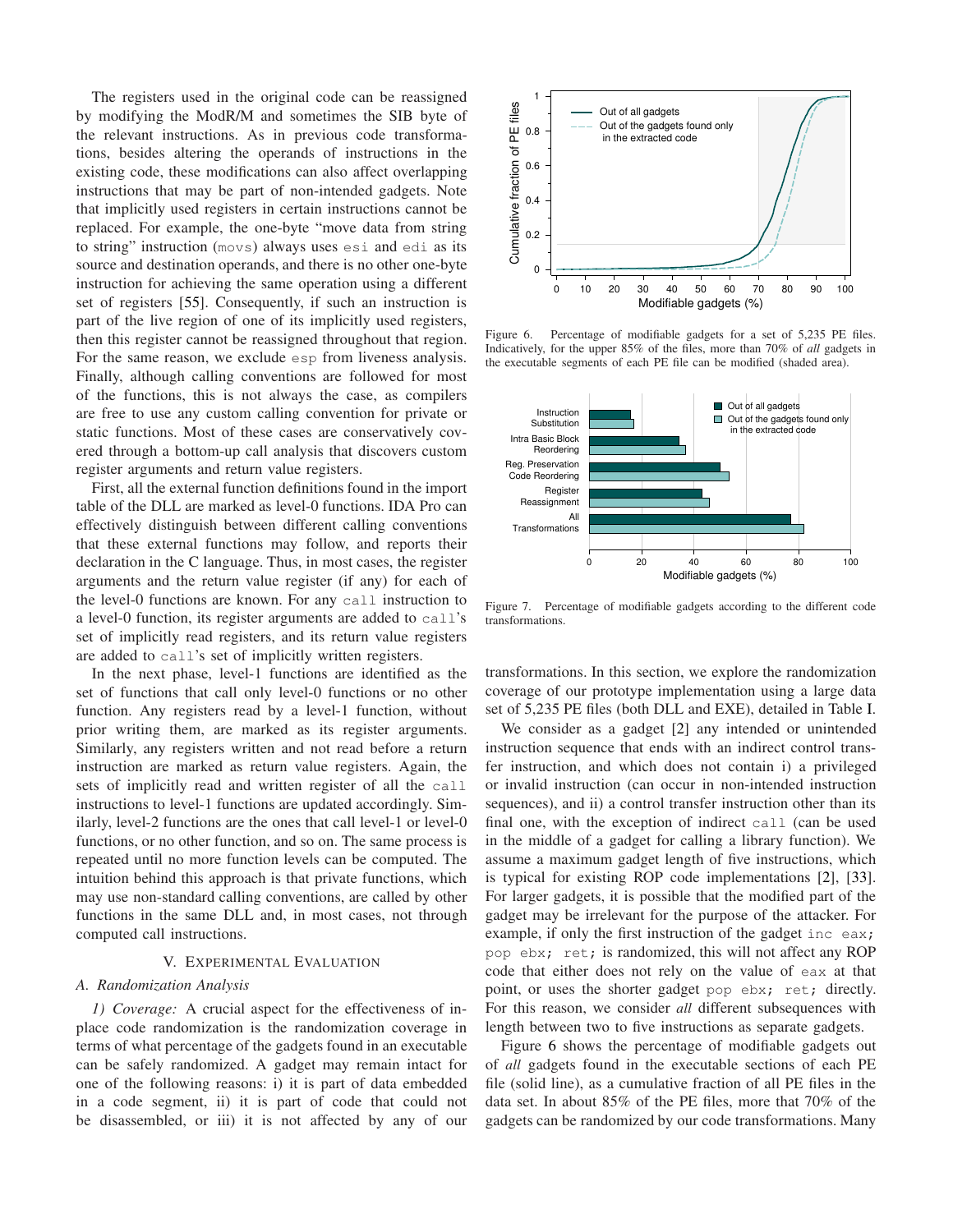The registers used in the original code can be reassigned by modifying the ModR/M and sometimes the SIB byte of the relevant instructions. As in previous code transformations, besides altering the operands of instructions in the existing code, these modifications can also affect overlapping instructions that may be part of non-intended gadgets. Note that implicitly used registers in certain instructions cannot be replaced. For example, the one-byte "move data from string to string" instruction (`movs`) always uses `esi` and `edi` as its source and destination operands, and there is no other one-byte instruction for achieving the same operation using a different set of registers [55]. Consequently, if such an instruction is part of the live region of one of its implicitly used registers, then this register cannot be reassigned throughout that region. For the same reason, we exclude `esp` from liveness analysis. Finally, although calling conventions are followed for most of the functions, this is not always the case, as compilers are free to use any custom calling convention for private or static functions. Most of these cases are conservatively covered through a bottom-up call analysis that discovers custom register arguments and return value registers.

First, all the external function definitions found in the import table of the DLL are marked as level-0 functions. IDA Pro can effectively distinguish between different calling conventions that these external functions may follow, and reports their declaration in the C language. Thus, in most cases, the register arguments and the return value register (if any) for each of the level-0 functions are known. For any `call` instruction to a level-0 function, its register arguments are added to `call`'s set of implicitly read registers, and its return value registers are added to `call`'s set of implicitly written registers.

In the next phase, level-1 functions are identified as the set of functions that call only level-0 functions or no other function. Any registers read by a level-1 function, without prior writing them, are marked as its register arguments. Similarly, any registers written and not read before a return instruction are marked as return value registers. Again, the sets of implicitly read and written register of all the `call` instructions to level-1 functions are updated accordingly. Similarly, level-2 functions are the ones that call level-1 or level-0 functions, or no other function, and so on. The same process is repeated until no more function levels can be computed. The intuition behind this approach is that private functions, which may use non-standard calling conventions, are called by other functions in the same DLL and, in most cases, not through computed call instructions.

## V. Experimental Evaluation

### A. Randomization Analysis

*1) Coverage:* A crucial aspect for the effectiveness of in-place code randomization is the randomization coverage in terms of what percentage of the gadgets found in an executable can be safely randomized. A gadget may remain intact for one of the following reasons: i) it is part of data embedded in a code segment, ii) it is part of code that could not be disassembled, or iii) it is not affected by any of our transformations. In this section, we explore the randomization coverage of our prototype implementation using a large data set of 5,235 PE files (both DLL and EXE), detailed in Table I.

Cumulative fraction of PE files
1
0.8
0.6
0.4
0.2
0
0 10 20 30 40 50 60 70 80 90 100
Modifiable gadgets (%)
Out of all gadgets
Out of the gadgets found only in the extracted code

Figure 6. Percentage of modifiable gadgets for a set of 5,235 PE files. Indicatively, for the upper 85% of the files, more than 70% of *all* gadgets in the executable segments of each PE file can be modified (shaded area).

Instruction Substitution
Intra Basic Block Reordering
Reg. Preservation Code Reordering
Register Reassignment
All Transformations
0 20 40 60 80 100
Modifiable gadgets (%)
Out of all gadgets
Out of the gadgets found only in the extracted code

Figure 7. Percentage of modifiable gadgets according to the different code transformations.

We consider as a gadget [2] any intended or unintended instruction sequence that ends with an indirect control transfer instruction, and which does not contain i) a privileged or invalid instruction (can occur in non-intended instruction sequences), and ii) a control transfer instruction other than its final one, with the exception of indirect `call` (can be used in the middle of a gadget for calling a library function). We assume a maximum gadget length of five instructions, which is typical for existing ROP code implementations [2], [33]. For larger gadgets, it is possible that the modified part of the gadget may be irrelevant for the purpose of the attacker. For example, if only the first instruction of the gadget `inc eax; pop ebx; ret;` is randomized, this will not affect any ROP code that either does not rely on the value of `eax` at that point, or uses the shorter gadget `pop ebx; ret;` directly. For this reason, we consider *all* different subsequences with length between two to five instructions as separate gadgets.

Figure 6 shows the percentage of modifiable gadgets out of *all* gadgets found in the executable sections of each PE file (solid line), as a cumulative fraction of all PE files in the data set. In about 85% of the PE files, more that 70% of the gadgets can be randomized by our code transformations. Many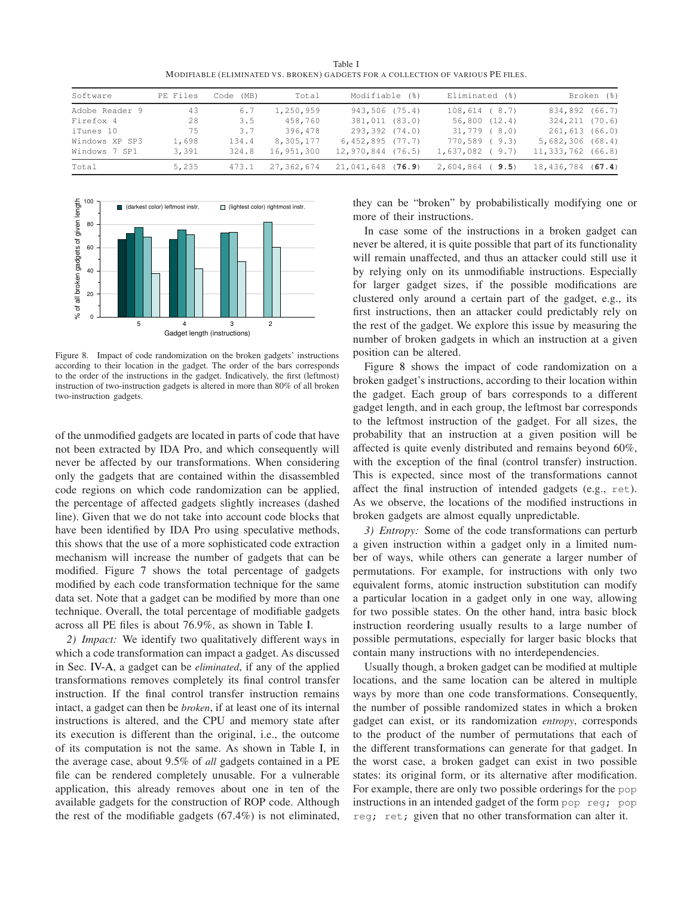Table I
MODIFIABLE (ELIMINATED VS. BROKEN) GADGETS FOR A COLLECTION OF VARIOUS PE FILES.

| Software | PE Files | Code (MB) | Total | Modifiable (%) | Eliminated (%) | Broken (%) |
|---|---|---|---|---|---|---|
| Adobe Reader 9 | 43 | 6.7 | 1,250,959 | 943,506 (75.4) | 108,614 ( 8.7) | 834,892 (66.7) |
| Firefox 4 | 28 | 3.5 | 458,760 | 381,011 (83.0) | 56,800 (12.4) | 324,211 (70.6) |
| iTunes 10 | 75 | 3.7 | 396,478 | 293,392 (74.0) | 31,779 ( 8.0) | 261,613 (66.0) |
| Windows XP SP3 | 1,698 | 134.4 | 8,305,177 | 6,452,895 (77.7) | 770,589 ( 9.3) | 5,682,306 (68.4) |
| Windows 7 SP1 | 3,391 | 324.8 | 16,951,300 | 12,970,844 (76.5) | 1,637,082 ( 9.7) | 11,333,762 (66.8) |
| Total | 5,235 | 473.1 | 27,362,674 | 21,041,648 (**76.9**) | 2,604,864 ( **9.5**) | 18,436,784 (**67.4**) |

Figure 8. Impact of code randomization on the broken gadgets' instructions according to their location in the gadget. The order of the bars corresponds to the order of the instructions in the gadget. Indicatively, the first (leftmost) instruction of two-instruction gadgets is altered in more than 80% of all broken two-instruction gadgets.

of the unmodified gadgets are located in parts of code that have not been extracted by IDA Pro, and which consequently will never be affected by our transformations. When considering only the gadgets that are contained within the disassembled code regions on which code randomization can be applied, the percentage of affected gadgets slightly increases (dashed line). Given that we do not take into account code blocks that have been identified by IDA Pro using speculative methods, this shows that the use of a more sophisticated code extraction mechanism will increase the number of gadgets that can be modified. Figure 7 shows the total percentage of gadgets modified by each code transformation technique for the same data set. Note that a gadget can be modified by more than one technique. Overall, the total percentage of modifiable gadgets across all PE files is about 76.9%, as shown in Table I.

*2) Impact:* We identify two qualitatively different ways in which a code transformation can impact a gadget. As discussed in Sec. IV-A, a gadget can be *eliminated*, if any of the applied transformations removes completely its final control transfer instruction. If the final control transfer instruction remains intact, a gadget can then be *broken*, if at least one of its internal instructions is altered, and the CPU and memory state after its execution is different than the original, i.e., the outcome of its computation is not the same. As shown in Table I, in the average case, about 9.5% of *all* gadgets contained in a PE file can be rendered completely unusable. For a vulnerable application, this already removes about one in ten of the available gadgets for the construction of ROP code. Although the rest of the modifiable gadgets (67.4%) is not eliminated, they can be "broken" by probabilistically modifying one or more of their instructions.

In case some of the instructions in a broken gadget can never be altered, it is quite possible that part of its functionality will remain unaffected, and thus an attacker could still use it by relying only on its unmodifiable instructions. Especially for larger gadget sizes, if the possible modifications are clustered only around a certain part of the gadget, e.g., its first instructions, then an attacker could predictably rely on the rest of the gadget. We explore this issue by measuring the number of broken gadgets in which an instruction at a given position can be altered.

Figure 8 shows the impact of code randomization on a broken gadget's instructions, according to their location within the gadget. Each group of bars corresponds to a different gadget length, and in each group, the leftmost bar corresponds to the leftmost instruction of the gadget. For all sizes, the probability that an instruction at a given position will be affected is quite evenly distributed and remains beyond 60%, with the exception of the final (control transfer) instruction. This is expected, since most of the transformations cannot affect the final instruction of intended gadgets (e.g., `ret`). As we observe, the locations of the modified instructions in broken gadgets are almost equally unpredictable.

*3) Entropy:* Some of the code transformations can perturb a given instruction within a gadget only in a limited number of ways, while others can generate a larger number of permutations. For example, for instructions with only two equivalent forms, atomic instruction substitution can modify a particular location in a gadget only in one way, allowing for two possible states. On the other hand, intra basic block instruction reordering usually results to a large number of possible permutations, especially for larger basic blocks that contain many instructions with no interdependencies.

Usually though, a broken gadget can be modified at multiple locations, and the same location can be altered in multiple ways by more than one code transformations. Consequently, the number of possible randomized states in which a broken gadget can exist, or its randomization *entropy*, corresponds to the product of the number of permutations that each of the different transformations can generate for that gadget. In the worst case, a broken gadget can exist in two possible states: its original form, or its alternative after modification. For example, there are only two possible orderings for the `pop` instructions in an intended gadget of the form `pop reg; pop reg; ret;` given that no other transformation can alter it.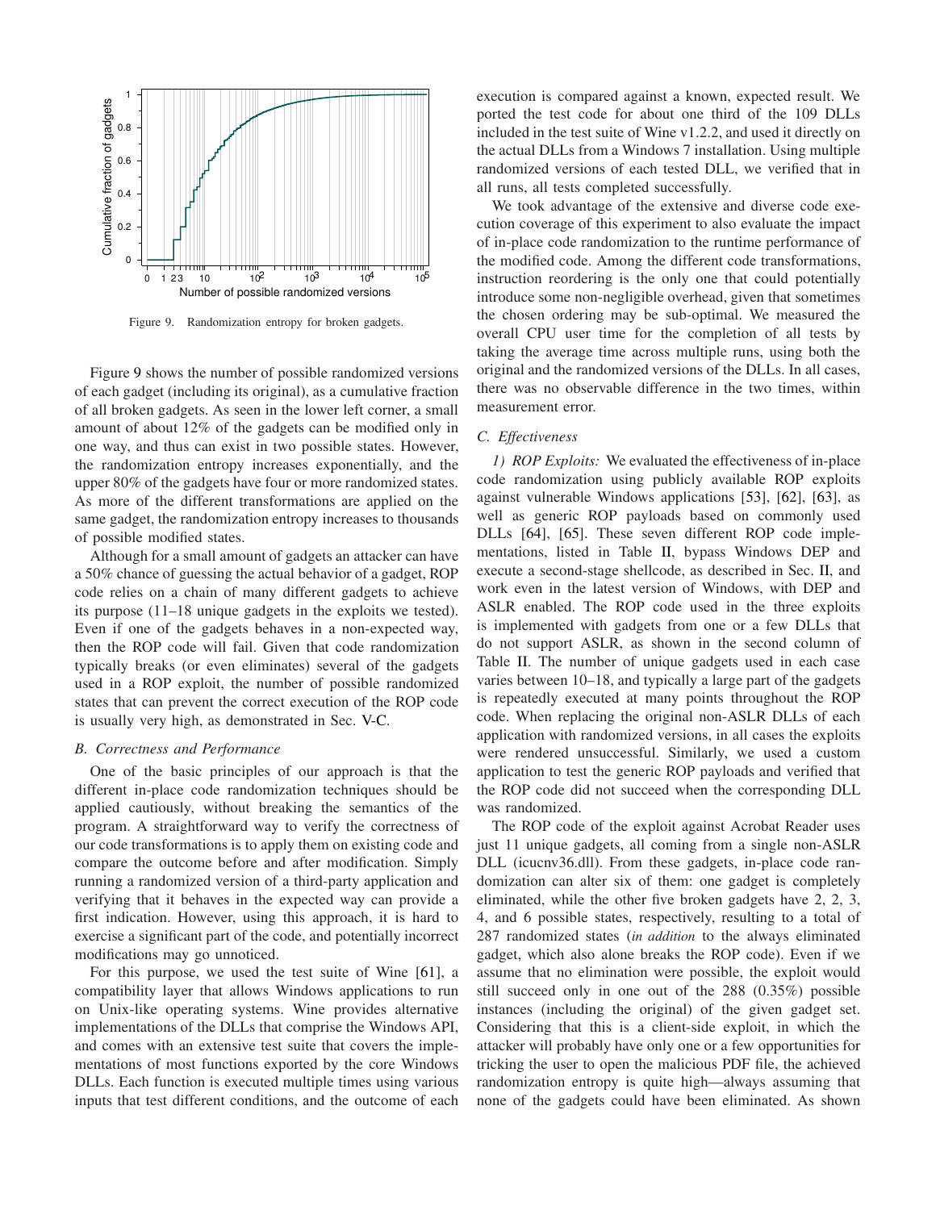Figure 9. Randomization entropy for broken gadgets.

Figure 9 shows the number of possible randomized versions of each gadget (including its original), as a cumulative fraction of all broken gadgets. As seen in the lower left corner, a small amount of about 12% of the gadgets can be modified only in one way, and thus can exist in two possible states. However, the randomization entropy increases exponentially, and the upper 80% of the gadgets have four or more randomized states. As more of the different transformations are applied on the same gadget, the randomization entropy increases to thousands of possible modified states.

Although for a small amount of gadgets an attacker can have a 50% chance of guessing the actual behavior of a gadget, ROP code relies on a chain of many different gadgets to achieve its purpose (11–18 unique gadgets in the exploits we tested). Even if one of the gadgets behaves in a non-expected way, then the ROP code will fail. Given that code randomization typically breaks (or even eliminates) several of the gadgets used in a ROP exploit, the number of possible randomized states that can prevent the correct execution of the ROP code is usually very high, as demonstrated in Sec. V-C.

### B. Correctness and Performance

One of the basic principles of our approach is that the different in-place code randomization techniques should be applied cautiously, without breaking the semantics of the program. A straightforward way to verify the correctness of our code transformations is to apply them on existing code and compare the outcome before and after modification. Simply running a randomized version of a third-party application and verifying that it behaves in the expected way can provide a first indication. However, using this approach, it is hard to exercise a significant part of the code, and potentially incorrect modifications may go unnoticed.

For this purpose, we used the test suite of Wine [61], a compatibility layer that allows Windows applications to run on Unix-like operating systems. Wine provides alternative implementations of the DLLs that comprise the Windows API, and comes with an extensive test suite that covers the implementations of most functions exported by the core Windows DLLs. Each function is executed multiple times using various inputs that test different conditions, and the outcome of each execution is compared against a known, expected result. We ported the test code for about one third of the 109 DLLs included in the test suite of Wine v1.2.2, and used it directly on the actual DLLs from a Windows 7 installation. Using multiple randomized versions of each tested DLL, we verified that in all runs, all tests completed successfully.

We took advantage of the extensive and diverse code execution coverage of this experiment to also evaluate the impact of in-place code randomization to the runtime performance of the modified code. Among the different code transformations, instruction reordering is the only one that could potentially introduce some non-negligible overhead, given that sometimes the chosen ordering may be sub-optimal. We measured the overall CPU user time for the completion of all tests by taking the average time across multiple runs, using both the original and the randomized versions of the DLLs. In all cases, there was no observable difference in the two times, within measurement error.

### C. Effectiveness

*1) ROP Exploits:* We evaluated the effectiveness of in-place code randomization using publicly available ROP exploits against vulnerable Windows applications [53], [62], [63], as well as generic ROP payloads based on commonly used DLLs [64], [65]. These seven different ROP code implementations, listed in Table II, bypass Windows DEP and execute a second-stage shellcode, as described in Sec. II, and work even in the latest version of Windows, with DEP and ASLR enabled. The ROP code used in the three exploits is implemented with gadgets from one or a few DLLs that do not support ASLR, as shown in the second column of Table II. The number of unique gadgets used in each case varies between 10–18, and typically a large part of the gadgets is repeatedly executed at many points throughout the ROP code. When replacing the original non-ASLR DLLs of each application with randomized versions, in all cases the exploits were rendered unsuccessful. Similarly, we used a custom application to test the generic ROP payloads and verified that the ROP code did not succeed when the corresponding DLL was randomized.

The ROP code of the exploit against Acrobat Reader uses just 11 unique gadgets, all coming from a single non-ASLR DLL (icucnv36.dll). From these gadgets, in-place code randomization can alter six of them: one gadget is completely eliminated, while the other five broken gadgets have 2, 2, 3, 4, and 6 possible states, respectively, resulting to a total of 287 randomized states (*in addition* to the always eliminated gadget, which also alone breaks the ROP code). Even if we assume that no elimination were possible, the exploit would still succeed only in one out of the 288 (0.35%) possible instances (including the original) of the given gadget set. Considering that this is a client-side exploit, in which the attacker will probably have only one or a few opportunities for tricking the user to open the malicious PDF file, the achieved randomization entropy is quite high—always assuming that none of the gadgets could have been eliminated. As shown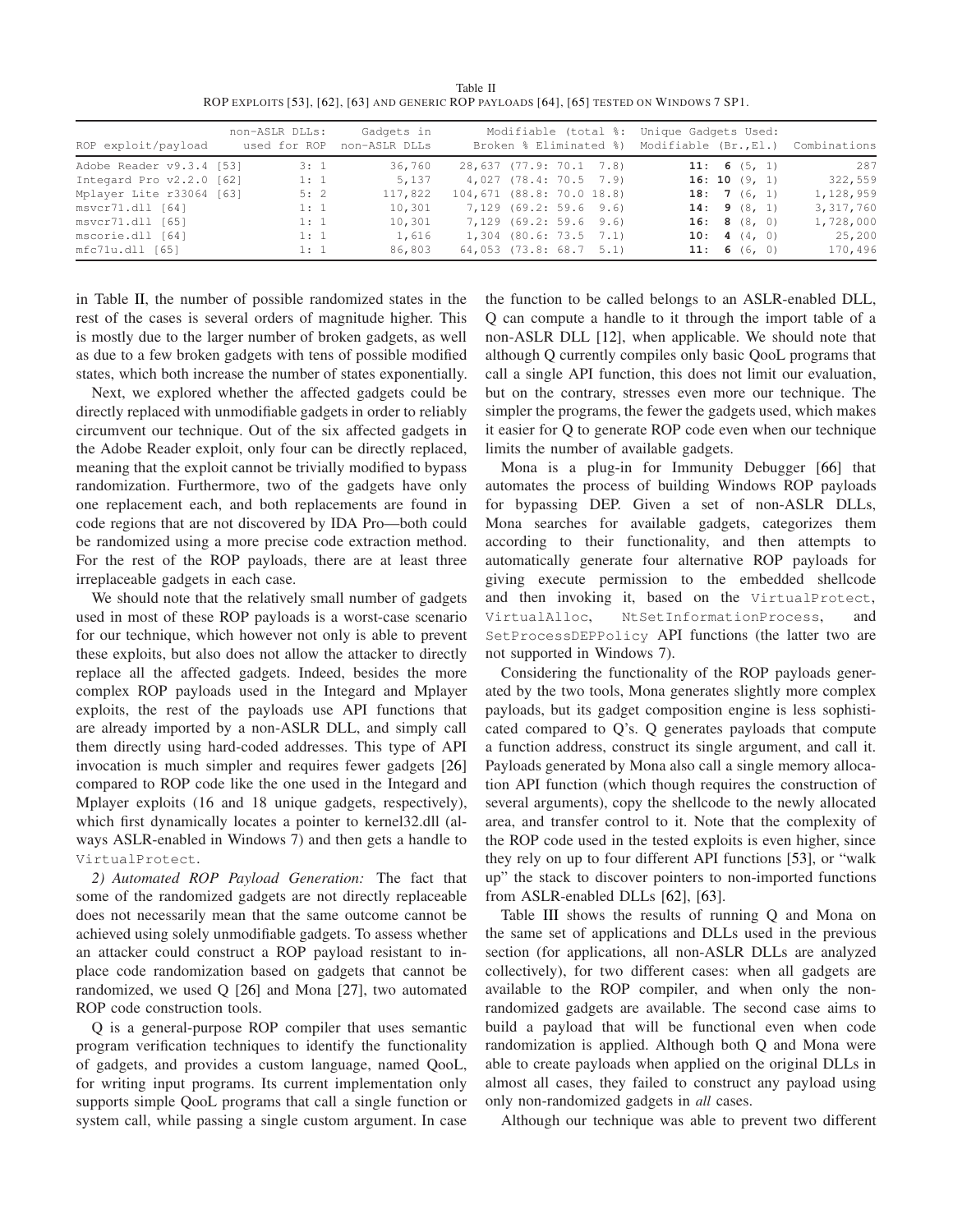Table II
ROP EXPLOITS [53], [62], [63] AND GENERIC ROP PAYLOADS [64], [65] TESTED ON WINDOWS 7 SP1.

| ROP exploit/payload | non-ASLR DLLs: used for ROP | Gadgets in non-ASLR DLLs | Modifiable (total %: Broken % Eliminated %) | Unique Gadgets Used: Modifiable (Br.,El.) | Combinations |
|---|---|---|---|---|---|
| Adobe Reader v9.3.4 [53] | 3: 1 | 36,760 | 28,637 (77.9: 70.1 7.8) | **11: 6** (5, 1) | 287 |
| Integard Pro v2.2.0 [62] | 1: 1 | 5,137 | 4,027 (78.4: 70.5 7.9) | **16: 10** (9, 1) | 322,559 |
| Mplayer Lite r33064 [63] | 5: 2 | 117,822 | 104,671 (88.8: 70.0 18.8) | **18: 7** (6, 1) | 1,128,959 |
| msvcr71.dll [64] | 1: 1 | 10,301 | 7,129 (69.2: 59.6 9.6) | **14: 9** (8, 1) | 3,317,760 |
| msvcr71.dll [65] | 1: 1 | 10,301 | 7,129 (69.2: 59.6 9.6) | **16: 8** (8, 0) | 1,728,000 |
| mscorie.dll [64] | 1: 1 | 1,616 | 1,304 (80.6: 73.5 7.1) | **10: 4** (4, 0) | 25,200 |
| mfc71u.dll [65] | 1: 1 | 86,803 | 64,053 (73.8: 68.7 5.1) | **11: 6** (6, 0) | 170,496 |

in Table II, the number of possible randomized states in the rest of the cases is several orders of magnitude higher. This is mostly due to the larger number of broken gadgets, as well as due to a few broken gadgets with tens of possible modified states, which both increase the number of states exponentially.

Next, we explored whether the affected gadgets could be directly replaced with unmodifiable gadgets in order to reliably circumvent our technique. Out of the six affected gadgets in the Adobe Reader exploit, only four can be directly replaced, meaning that the exploit cannot be trivially modified to bypass randomization. Furthermore, two of the gadgets have only one replacement each, and both replacements are found in code regions that are not discovered by IDA Pro—both could be randomized using a more precise code extraction method. For the rest of the ROP payloads, there are at least three irreplaceable gadgets in each case.

We should note that the relatively small number of gadgets used in most of these ROP payloads is a worst-case scenario for our technique, which however not only is able to prevent these exploits, but also does not allow the attacker to directly replace all the affected gadgets. Indeed, besides the more complex ROP payloads used in the Integard and Mplayer exploits, the rest of the payloads use API functions that are already imported by a non-ASLR DLL, and simply call them directly using hard-coded addresses. This type of API invocation is much simpler and requires fewer gadgets [26] compared to ROP code like the one used in the Integard and Mplayer exploits (16 and 18 unique gadgets, respectively), which first dynamically locates a pointer to kernel32.dll (always ASLR-enabled in Windows 7) and then gets a handle to `VirtualProtect`.

*2) Automated ROP Payload Generation:* The fact that some of the randomized gadgets are not directly replaceable does not necessarily mean that the same outcome cannot be achieved using solely unmodifiable gadgets. To assess whether an attacker could construct a ROP payload resistant to in-place code randomization based on gadgets that cannot be randomized, we used Q [26] and Mona [27], two automated ROP code construction tools.

Q is a general-purpose ROP compiler that uses semantic program verification techniques to identify the functionality of gadgets, and provides a custom language, named QooL, for writing input programs. Its current implementation only supports simple QooL programs that call a single function or system call, while passing a single custom argument. In case the function to be called belongs to an ASLR-enabled DLL, Q can compute a handle to it through the import table of a non-ASLR DLL [12], when applicable. We should note that although Q currently compiles only basic QooL programs that call a single API function, this does not limit our evaluation, but on the contrary, stresses even more our technique. The simpler the programs, the fewer the gadgets used, which makes it easier for Q to generate ROP code even when our technique limits the number of available gadgets.

Mona is a plug-in for Immunity Debugger [66] that automates the process of building Windows ROP payloads for bypassing DEP. Given a set of non-ASLR DLLs, Mona searches for available gadgets, categorizes them according to their functionality, and then attempts to automatically generate four alternative ROP payloads for giving execute permission to the embedded shellcode and then invoking it, based on the `VirtualProtect`, `VirtualAlloc`, `NtSetInformationProcess`, and `SetProcessDEPPolicy` API functions (the latter two are not supported in Windows 7).

Considering the functionality of the ROP payloads generated by the two tools, Mona generates slightly more complex payloads, but its gadget composition engine is less sophisticated compared to Q's. Q generates payloads that compute a function address, construct its single argument, and call it. Payloads generated by Mona also call a single memory allocation API function (which though requires the construction of several arguments), copy the shellcode to the newly allocated area, and transfer control to it. Note that the complexity of the ROP code used in the tested exploits is even higher, since they rely on up to four different API functions [53], or "walk up" the stack to discover pointers to non-imported functions from ASLR-enabled DLLs [62], [63].

Table III shows the results of running Q and Mona on the same set of applications and DLLs used in the previous section (for applications, all non-ASLR DLLs are analyzed collectively), for two different cases: when all gadgets are available to the ROP compiler, and when only the non-randomized gadgets are available. The second case aims to build a payload that will be functional even when code randomization is applied. Although both Q and Mona were able to create payloads when applied on the original DLLs in almost all cases, they failed to construct any payload using only non-randomized gadgets in *all* cases.

Although our technique was able to prevent two different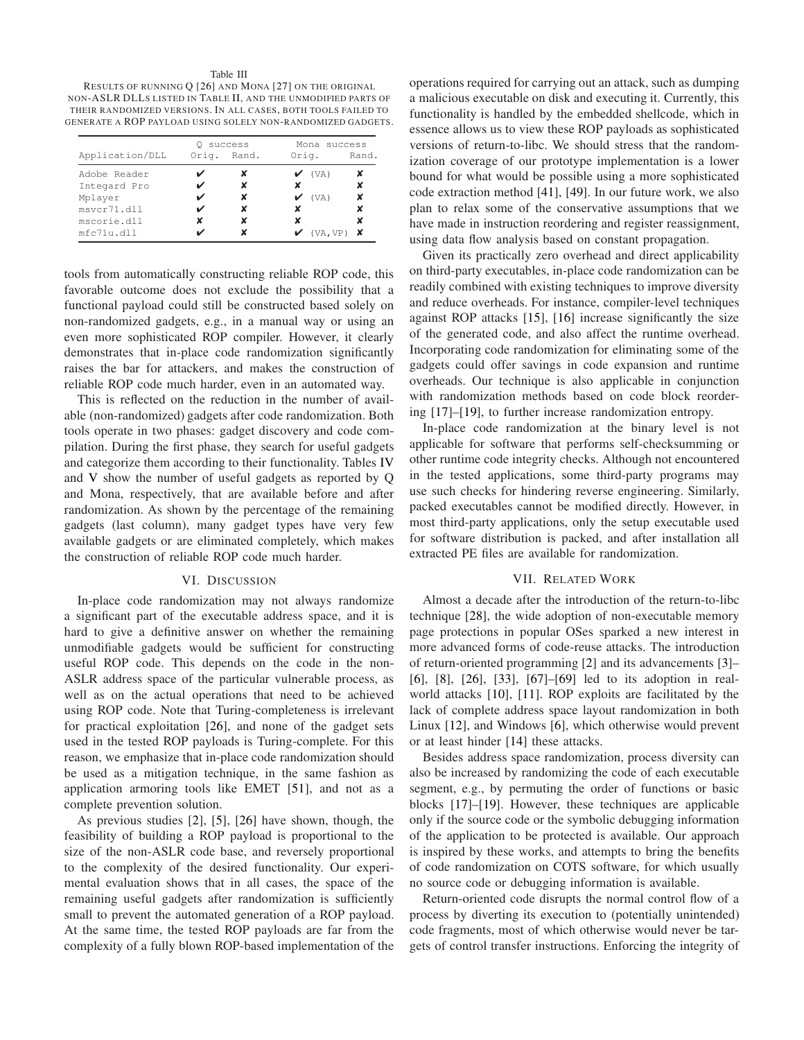Table III

RESULTS OF RUNNING Q [26] AND MONA [27] ON THE ORIGINAL NON-ASLR DLLS LISTED IN TABLE II, AND THE UNMODIFIED PARTS OF THEIR RANDOMIZED VERSIONS. IN ALL CASES, BOTH TOOLS FAILED TO GENERATE A ROP PAYLOAD USING SOLELY NON-RANDOMIZED GADGETS.

| Application/DLL | Q success | | Mona success | |
|---|---|---|---|---|
| | Orig. | Rand. | Orig. | Rand. |
| Adobe Reader | ✔ | ✘ | ✔ (VA) | ✘ |
| Integard Pro | ✔ | ✘ | ✘ | ✘ |
| Mplayer | ✔ | ✘ | ✔ (VA) | ✘ |
| msvcr71.dll | ✔ | ✘ | ✘ | ✘ |
| mscorie.dll | ✘ | ✘ | ✘ | ✘ |
| mfc71u.dll | ✔ | ✘ | ✔ (VA,VP) | ✘ |

tools from automatically constructing reliable ROP code, this favorable outcome does not exclude the possibility that a functional payload could still be constructed based solely on non-randomized gadgets, e.g., in a manual way or using an even more sophisticated ROP compiler. However, it clearly demonstrates that in-place code randomization significantly raises the bar for attackers, and makes the construction of reliable ROP code much harder, even in an automated way.

This is reflected on the reduction in the number of available (non-randomized) gadgets after code randomization. Both tools operate in two phases: gadget discovery and code compilation. During the first phase, they search for useful gadgets and categorize them according to their functionality. Tables IV and V show the number of useful gadgets as reported by Q and Mona, respectively, that are available before and after randomization. As shown by the percentage of the remaining gadgets (last column), many gadget types have very few available gadgets or are eliminated completely, which makes the construction of reliable ROP code much harder.

## VI. DISCUSSION

In-place code randomization may not always randomize a significant part of the executable address space, and it is hard to give a definitive answer on whether the remaining unmodifiable gadgets would be sufficient for constructing useful ROP code. This depends on the code in the non-ASLR address space of the particular vulnerable process, as well as on the actual operations that need to be achieved using ROP code. Note that Turing-completeness is irrelevant for practical exploitation [26], and none of the gadget sets used in the tested ROP payloads is Turing-complete. For this reason, we emphasize that in-place code randomization should be used as a mitigation technique, in the same fashion as application armoring tools like EMET [51], and not as a complete prevention solution.

As previous studies [2], [5], [26] have shown, though, the feasibility of building a ROP payload is proportional to the size of the non-ASLR code base, and reversely proportional to the complexity of the desired functionality. Our experimental evaluation shows that in all cases, the space of the remaining useful gadgets after randomization is sufficiently small to prevent the automated generation of a ROP payload. At the same time, the tested ROP payloads are far from the complexity of a fully blown ROP-based implementation of the operations required for carrying out an attack, such as dumping a malicious executable on disk and executing it. Currently, this functionality is handled by the embedded shellcode, which in essence allows us to view these ROP payloads as sophisticated versions of return-to-libc. We should stress that the randomization coverage of our prototype implementation is a lower bound for what would be possible using a more sophisticated code extraction method [41], [49]. In our future work, we also plan to relax some of the conservative assumptions that we have made in instruction reordering and register reassignment, using data flow analysis based on constant propagation.

Given its practically zero overhead and direct applicability on third-party executables, in-place code randomization can be readily combined with existing techniques to improve diversity and reduce overheads. For instance, compiler-level techniques against ROP attacks [15], [16] increase significantly the size of the generated code, and also affect the runtime overhead. Incorporating code randomization for eliminating some of the gadgets could offer savings in code expansion and runtime overheads. Our technique is also applicable in conjunction with randomization methods based on code block reordering [17]–[19], to further increase randomization entropy.

In-place code randomization at the binary level is not applicable for software that performs self-checksumming or other runtime code integrity checks. Although not encountered in the tested applications, some third-party programs may use such checks for hindering reverse engineering. Similarly, packed executables cannot be modified directly. However, in most third-party applications, only the setup executable used for software distribution is packed, and after installation all extracted PE files are available for randomization.

## VII. RELATED WORK

Almost a decade after the introduction of the return-to-libc technique [28], the wide adoption of non-executable memory page protections in popular OSes sparked a new interest in more advanced forms of code-reuse attacks. The introduction of return-oriented programming [2] and its advancements [3]–[6], [8], [26], [33], [67]–[69] led to its adoption in real-world attacks [10], [11]. ROP exploits are facilitated by the lack of complete address space layout randomization in both Linux [12], and Windows [6], which otherwise would prevent or at least hinder [14] these attacks.

Besides address space randomization, process diversity can also be increased by randomizing the code of each executable segment, e.g., by permuting the order of functions or basic blocks [17]–[19]. However, these techniques are applicable only if the source code or the symbolic debugging information of the application to be protected is available. Our approach is inspired by these works, and attempts to bring the benefits of code randomization on COTS software, for which usually no source code or debugging information is available.

Return-oriented code disrupts the normal control flow of a process by diverting its execution to (potentially unintended) code fragments, most of which otherwise would never be targets of control transfer instructions. Enforcing the integrity of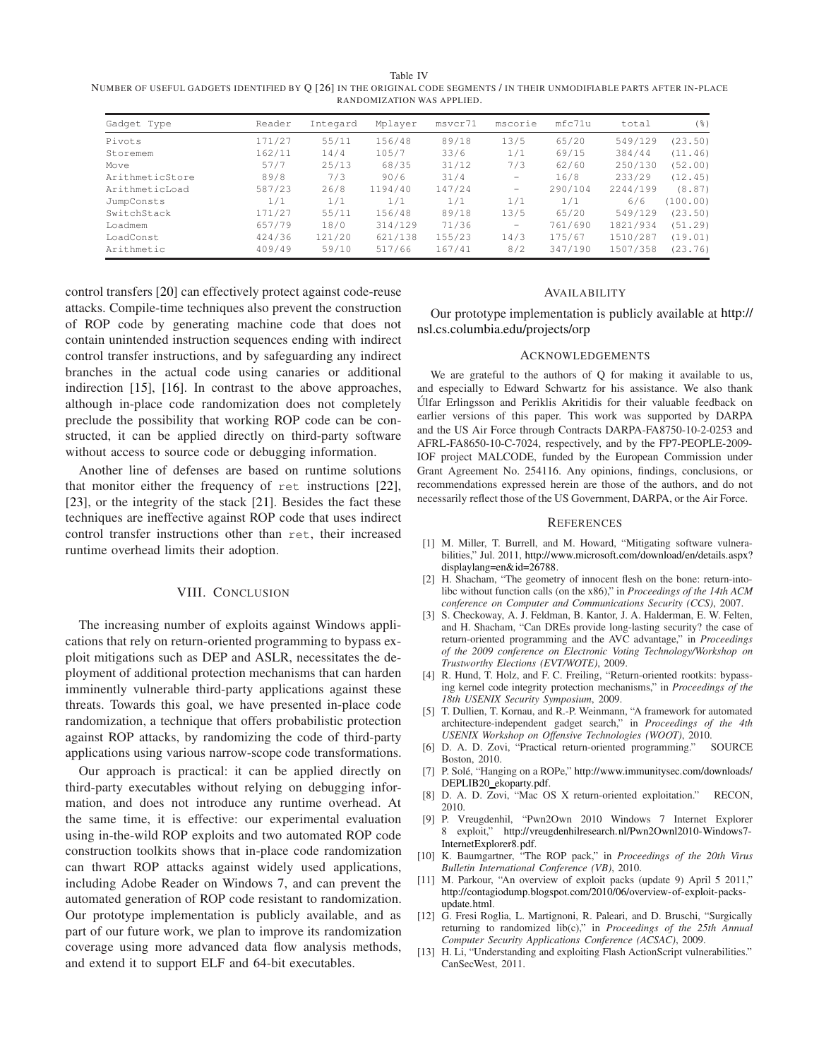Table IV
NUMBER OF USEFUL GADGETS IDENTIFIED BY Q [26] IN THE ORIGINAL CODE SEGMENTS / IN THEIR UNMODIFIABLE PARTS AFTER IN-PLACE RANDOMIZATION WAS APPLIED.

| Gadget Type | Reader | Integard | Mplayer | msvcr71 | mscorie | mfc71u | total | (%) |
|---|---|---|---|---|---|---|---|---|
| Pivots | 171/27 | 55/11 | 156/48 | 89/18 | 13/5 | 65/20 | 549/129 | (23.50) |
| Storemem | 162/11 | 14/4 | 105/7 | 33/6 | 1/1 | 69/15 | 384/44 | (11.46) |
| Move | 57/7 | 25/13 | 68/35 | 31/12 | 7/3 | 62/60 | 250/130 | (52.00) |
| ArithmeticStore | 89/8 | 7/3 | 90/6 | 31/4 | – | 16/8 | 233/29 | (12.45) |
| ArithmeticLoad | 587/23 | 26/8 | 1194/40 | 147/24 | – | 290/104 | 2244/199 | (8.87) |
| JumpConsts | 1/1 | 1/1 | 1/1 | 1/1 | 1/1 | 1/1 | 6/6 | (100.00) |
| SwitchStack | 171/27 | 55/11 | 156/48 | 89/18 | 13/5 | 65/20 | 549/129 | (23.50) |
| Loadmem | 657/79 | 18/0 | 314/129 | 71/36 | – | 761/690 | 1821/934 | (51.29) |
| LoadConst | 424/36 | 121/20 | 621/138 | 155/23 | 14/3 | 175/67 | 1510/287 | (19.01) |
| Arithmetic | 409/49 | 59/10 | 517/66 | 167/41 | 8/2 | 347/190 | 1507/358 | (23.76) |

control transfers [20] can effectively protect against code-reuse attacks. Compile-time techniques also prevent the construction of ROP code by generating machine code that does not contain unintended instruction sequences ending with indirect control transfer instructions, and by safeguarding any indirect branches in the actual code using canaries or additional indirection [15], [16]. In contrast to the above approaches, although in-place code randomization does not completely preclude the possibility that working ROP code can be constructed, it can be applied directly on third-party software without access to source code or debugging information.

Another line of defenses are based on runtime solutions that monitor either the frequency of `ret` instructions [22], [23], or the integrity of the stack [21]. Besides the fact these techniques are ineffective against ROP code that uses indirect control transfer instructions other than `ret`, their increased runtime overhead limits their adoption.

## VIII. CONCLUSION

The increasing number of exploits against Windows applications that rely on return-oriented programming to bypass exploit mitigations such as DEP and ASLR, necessitates the deployment of additional protection mechanisms that can harden imminently vulnerable third-party applications against these threats. Towards this goal, we have presented in-place code randomization, a technique that offers probabilistic protection against ROP attacks, by randomizing the code of third-party applications using various narrow-scope code transformations.

Our approach is practical: it can be applied directly on third-party executables without relying on debugging information, and does not introduce any runtime overhead. At the same time, it is effective: our experimental evaluation using in-the-wild ROP exploits and two automated ROP code construction toolkits shows that in-place code randomization can thwart ROP attacks against widely used applications, including Adobe Reader on Windows 7, and can prevent the automated generation of ROP code resistant to randomization. Our prototype implementation is publicly available, and as part of our future work, we plan to improve its randomization coverage using more advanced data flow analysis methods, and extend it to support ELF and 64-bit executables.

## AVAILABILITY

Our prototype implementation is publicly available at http://nsl.cs.columbia.edu/projects/orp

## ACKNOWLEDGEMENTS

We are grateful to the authors of Q for making it available to us, and especially to Edward Schwartz for his assistance. We also thank Úlfar Erlingsson and Periklis Akritidis for their valuable feedback on earlier versions of this paper. This work was supported by DARPA and the US Air Force through Contracts DARPA-FA8750-10-2-0253 and AFRL-FA8650-10-C-7024, respectively, and by the FP7-PEOPLE-2009-IOF project MALCODE, funded by the European Commission under Grant Agreement No. 254116. Any opinions, findings, conclusions, or recommendations expressed herein are those of the authors, and do not necessarily reflect those of the US Government, DARPA, or the Air Force.

## REFERENCES

[1] M. Miller, T. Burrell, and M. Howard, "Mitigating software vulnerabilities," Jul. 2011, http://www.microsoft.com/download/en/details.aspx?displaylang=en&id=26788.

[2] H. Shacham, "The geometry of innocent flesh on the bone: return-into-libc without function calls (on the x86)," in *Proceedings of the 14th ACM conference on Computer and Communications Security (CCS)*, 2007.

[3] S. Checkoway, A. J. Feldman, B. Kantor, J. A. Halderman, E. W. Felten, and H. Shacham, "Can DREs provide long-lasting security? the case of return-oriented programming and the AVC advantage," in *Proceedings of the 2009 conference on Electronic Voting Technology/Workshop on Trustworthy Elections (EVT/WOTE)*, 2009.

[4] R. Hund, T. Holz, and F. C. Freiling, "Return-oriented rootkits: bypassing kernel code integrity protection mechanisms," in *Proceedings of the 18th USENIX Security Symposium*, 2009.

[5] T. Dullien, T. Kornau, and R.-P. Weinmann, "A framework for automated architecture-independent gadget search," in *Proceedings of the 4th USENIX Workshop on Offensive Technologies (WOOT)*, 2010.

[6] D. A. D. Zovi, "Practical return-oriented programming." SOURCE Boston, 2010.

[7] P. Solé, "Hanging on a ROPe," http://www.immunitysec.com/downloads/DEPLIB20_ekoparty.pdf.

[8] D. A. D. Zovi, "Mac OS X return-oriented exploitation." RECON, 2010.

[9] P. Vreugdenhil, "Pwn2Own 2010 Windows 7 Internet Explorer 8 exploit," http://vreugdenhilresearch.nl/Pwn2Ownl2010-Windows7-InternetExplorer8.pdf.

[10] K. Baumgartner, "The ROP pack," in *Proceedings of the 20th Virus Bulletin International Conference (VB)*, 2010.

[11] M. Parkour, "An overview of exploit packs (update 9) April 5 2011," http://contagiodump.blogspot.com/2010/06/overview-of-exploit-packs-update.html.

[12] G. Fresi Roglia, L. Martignoni, R. Paleari, and D. Bruschi, "Surgically returning to randomized lib(c)," in *Proceedings of the 25th Annual Computer Security Applications Conference (ACSAC)*, 2009.

[13] H. Li, "Understanding and exploiting Flash ActionScript vulnerabilities." CanSecWest, 2011.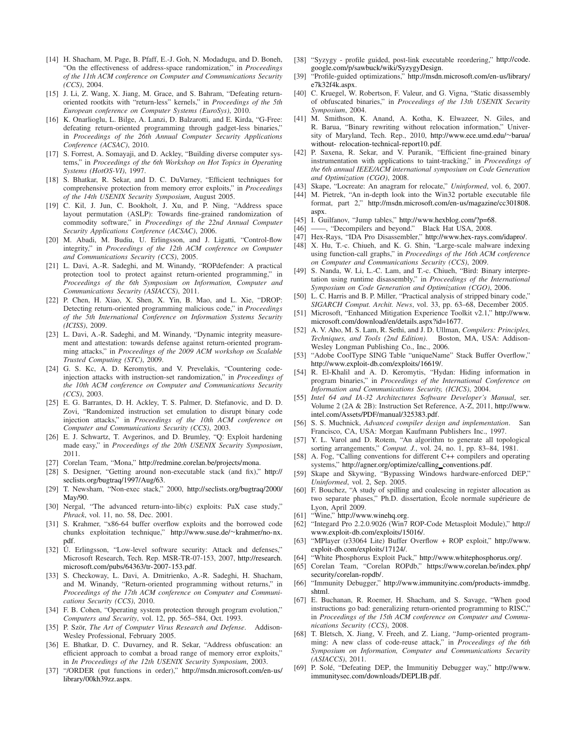[14] H. Shacham, M. Page, B. Pfaff, E.-J. Goh, N. Modadugu, and D. Boneh, "On the effectiveness of address-space randomization," in *Proceedings of the 11th ACM conference on Computer and Communications Security (CCS)*, 2004.

[15] J. Li, Z. Wang, X. Jiang, M. Grace, and S. Bahram, "Defeating return-oriented rootkits with "return-less" kernels," in *Proceedings of the 5th European conference on Computer Systems (EuroSys)*, 2010.

[16] K. Onarlioglu, L. Bilge, A. Lanzi, D. Balzarotti, and E. Kirda, "G-Free: defeating return-oriented programming through gadget-less binaries," in *Proceedings of the 26th Annual Computer Security Applications Conference (ACSAC)*, 2010.

[17] S. Forrest, A. Somayaji, and D. Ackley, "Building diverse computer systems," in *Proceedings of the 6th Workshop on Hot Topics in Operating Systems (HotOS-VI)*, 1997.

[18] S. Bhatkar, R. Sekar, and D. C. DuVarney, "Efficient techniques for comprehensive protection from memory error exploits," in *Proceedings of the 14th USENIX Security Symposium*, August 2005.

[19] C. Kil, J. Jun, C. Bookholt, J. Xu, and P. Ning, "Address space layout permutation (ASLP): Towards fine-grained randomization of commodity software," in *Proceedings of the 22nd Annual Computer Security Applications Conference (ACSAC)*, 2006.

[20] M. Abadi, M. Budiu, U. Erlingsson, and J. Ligatti, "Control-flow integrity," in *Proceedings of the 12th ACM conference on Computer and Communications Security (CCS)*, 2005.

[21] L. Davi, A.-R. Sadeghi, and M. Winandy, "ROPdefender: A practical protection tool to protect against return-oriented programming," in *Proceedings of the 6th Symposium on Information, Computer and Communications Security (ASIACCS)*, 2011.

[22] P. Chen, H. Xiao, X. Shen, X. Yin, B. Mao, and L. Xie, "DROP: Detecting return-oriented programming malicious code," in *Proceedings of the 5th International Conference on Information Systems Security (ICISS)*, 2009.

[23] L. Davi, A.-R. Sadeghi, and M. Winandy, "Dynamic integrity measurement and attestation: towards defense against return-oriented programming attacks," in *Proceedings of the 2009 ACM workshop on Scalable Trusted Computing (STC)*, 2009.

[24] G. S. Kc, A. D. Keromytis, and V. Prevelakis, "Countering code-injection attacks with instruction-set randomization," in *Proceedings of the 10th ACM conference on Computer and Communications Security (CCS)*, 2003.

[25] E. G. Barrantes, D. H. Ackley, T. S. Palmer, D. Stefanovic, and D. D. Zovi, "Randomized instruction set emulation to disrupt binary code injection attacks," in *Proceedings of the 10th ACM conference on Computer and Communications Security (CCS)*, 2003.

[26] E. J. Schwartz, T. Avgerinos, and D. Brumley, "Q: Exploit hardening made easy," in *Proceedings of the 20th USENIX Security Symposium*, 2011.

[27] Corelan Team, "Mona," http://redmine.corelan.be/projects/mona.

[28] S. Designer, "Getting around non-executable stack (and fix)," http://seclists.org/bugtraq/1997/Aug/63.

[29] T. Newsham, "Non-exec stack," 2000, http://seclists.org/bugtraq/2000/May/90.

[30] Nergal, "The advanced return-into-lib(c) exploits: PaX case study," *Phrack*, vol. 11, no. 58, Dec. 2001.

[31] S. Krahmer, "x86-64 buffer overflow exploits and the borrowed code chunks exploitation technique," http://www.suse.de/~krahmer/no-nx.pdf.

[32] Ú. Erlingsson, "Low-level software security: Attack and defenses," Microsoft Research, Tech. Rep. MSR-TR-07-153, 2007, http://research.microsoft.com/pubs/64363/tr-2007-153.pdf.

[33] S. Checkoway, L. Davi, A. Dmitrienko, A.-R. Sadeghi, H. Shacham, and M. Winandy, "Return-oriented programming without returns," in *Proceedings of the 17th ACM conference on Computer and Communications Security (CCS)*, 2010.

[34] F. B. Cohen, "Operating system protection through program evolution," *Computers and Security*, vol. 12, pp. 565–584, Oct. 1993.

[35] P. Ször, *The Art of Computer Virus Research and Defense*. Addison-Wesley Professional, February 2005.

[36] E. Bhatkar, D. C. Duvarney, and R. Sekar, "Address obfuscation: an efficient approach to combat a broad range of memory error exploits," in *In Proceedings of the 12th USENIX Security Symposium*, 2003.

[37] "/ORDER (put functions in order)," http://msdn.microsoft.com/en-us/library/00kh39zz.aspx.

[38] "Syzygy - profile guided, post-link executable reordering," http://code.google.com/p/sawbuck/wiki/SyzygyDesign.

[39] "Profile-guided optimizations," http://msdn.microsoft.com/en-us/library/e7k32f4k.aspx.

[40] C. Kruegel, W. Robertson, F. Valeur, and G. Vigna, "Static disassembly of obfuscated binaries," in *Proceedings of the 13th USENIX Security Symposium*, 2004.

[41] M. Smithson, K. Anand, A. Kotha, K. Elwazeer, N. Giles, and R. Barua, "Binary rewriting without relocation information," University of Maryland, Tech. Rep., 2010, http://www.ece.umd.edu/~barua/without- relocation-technical-report10.pdf.

[42] P. Saxena, R. Sekar, and V. Puranik, "Efficient fine-grained binary instrumentation with applications to taint-tracking," in *Proceedings of the 6th annual IEEE/ACM international symposium on Code Generation and Optimization (CGO)*, 2008.

[43] Skape, "Locreate: An anagram for relocate," *Uninformed*, vol. 6, 2007.

[44] M. Pietrek, "An in-depth look into the Win32 portable executable file format, part 2," http://msdn.microsoft.com/en-us/magazine/cc301808.aspx.

[45] I. Guilfanov, "Jump tables," http://www.hexblog.com/?p=68.

[46] ——, "Decompilers and beyond." Black Hat USA, 2008.

[47] Hex-Rays, "IDA Pro Disassembler," http://www.hex-rays.com/idapro/.

[48] X. Hu, T.-c. Chiueh, and K. G. Shin, "Large-scale malware indexing using function-call graphs," in *Proceedings of the 16th ACM conference on Computer and Communications Security (CCS)*, 2009.

[49] S. Nanda, W. Li, L.-C. Lam, and T.-c. Chiueh, "Bird: Binary interpretation using runtime disassembly," in *Proceedings of the International Symposium on Code Generation and Optimization (CGO)*, 2006.

[50] L. C. Harris and B. P. Miller, "Practical analysis of stripped binary code," *SIGARCH Comput. Archit. News*, vol. 33, pp. 63–68, December 2005.

[51] Microsoft, "Enhanced Mitigation Experience Toolkit v2.1," http://www.microsoft.com/download/en/details.aspx?id=1677.

[52] A. V. Aho, M. S. Lam, R. Sethi, and J. D. Ullman, *Compilers: Principles, Techniques, and Tools (2nd Edition)*. Boston, MA, USA: Addison-Wesley Longman Publishing Co., Inc., 2006.

[53] "Adobe CoolType SING Table "uniqueName" Stack Buffer Overflow," http://www.exploit-db.com/exploits/16619/.

[54] R. El-Khalil and A. D. Keromytis, "Hydan: Hiding information in program binaries," in *Proceedings of the International Conference on Information and Communications Security, (ICICS)*, 2004.

[55] *Intel 64 and IA-32 Architectures Software Developer's Manual*, ser. Volume 2 (2A & 2B): Instruction Set Reference, A-Z, 2011, http://www.intel.com/Assets/PDF/manual/325383.pdf.

[56] S. S. Muchnick, *Advanced compiler design and implementation*. San Francisco, CA, USA: Morgan Kaufmann Publishers Inc., 1997.

[57] Y. L. Varol and D. Rotem, "An algorithm to generate all topological sorting arrangements," *Comput. J.*, vol. 24, no. 1, pp. 83–84, 1981.

[58] A. Fog, "Calling conventions for different C++ compilers and operating systems," http://agner.org/optimize/calling_conventions.pdf.

[59] Skape and Skywing, "Bypassing Windows hardware-enforced DEP," *Uninformed*, vol. 2, Sep. 2005.

[60] F. Bouchez, "A study of spilling and coalescing in register allocation as two separate phases," Ph.D. dissertation, École normale supérieure de Lyon, April 2009.

[61] "Wine," http://www.winehq.org.

[62] "Integard Pro 2.2.0.9026 (Win7 ROP-Code Metasploit Module)," http://www.exploit-db.com/exploits/15016/.

[63] "MPlayer (r33064 Lite) Buffer Overflow + ROP exploit," http://www.exploit-db.com/exploits/17124/.

[64] "White Phosphorus Exploit Pack," http://www.whitephosphorus.org/.

[65] Corelan Team, "Corelan ROPdb," https://www.corelan.be/index.php/security/corelan-ropdb/.

[66] "Immunity Debugger," http://www.immunityinc.com/products-immdbg.shtml.

[67] E. Buchanan, R. Roemer, H. Shacham, and S. Savage, "When good instructions go bad: generalizing return-oriented programming to RISC," in *Proceedings of the 15th ACM conference on Computer and Communications Security (CCS)*, 2008.

[68] T. Bletsch, X. Jiang, V. Freeh, and Z. Liang, "Jump-oriented programming: A new class of code-reuse attack," in *Proceedings of the 6th Symposium on Information, Computer and Communications Security (ASIACCS)*, 2011.

[69] P. Solé, "Defeating DEP, the Immunitiy Debugger way," http://www.immunitysec.com/downloads/DEPLIB.pdf.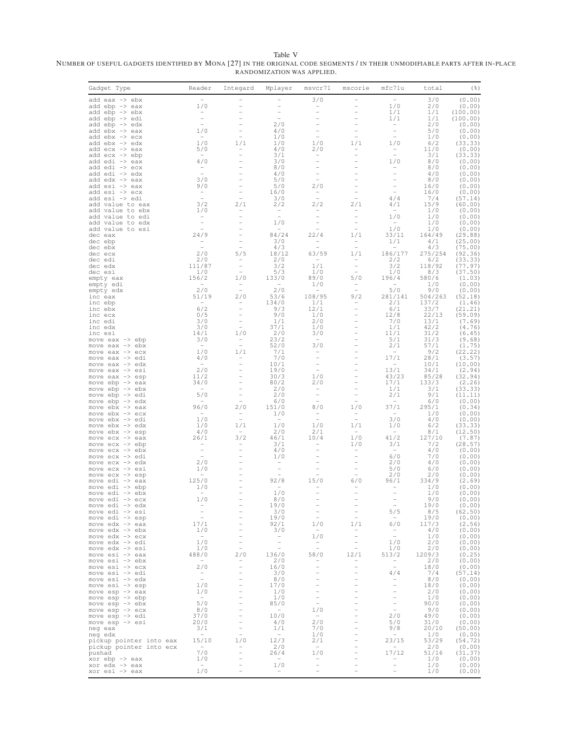Table V

NUMBER OF USEFUL GADGETS IDENTIFIED BY MONA [27] IN THE ORIGINAL CODE SEGMENTS / IN THEIR UNMODIFIABLE PARTS AFTER IN-PLACE RANDOMIZATION WAS APPLIED.

| Gadget Type | Reader | Integard | Mplayer | msvcr71 | mscorie | mfc71u | total | (%) |
|---|---|---|---|---|---|---|---|---|
| add eax -> ebx | – | – | – | 3/0 | – | – | 3/0 | (0.00) |
| add ebp -> eax | 1/0 | – | – | – | – | 1/0 | 2/0 | (0.00) |
| add ebp -> ebx | – | – | – | – | – | 1/1 | 1/1 | (100.00) |
| add ebp -> edi | – | – | – | – | – | 1/1 | 1/1 | (100.00) |
| add ebp -> edx | – | – | 2/0 | – | – | – | 2/0 | (0.00) |
| add ebx -> eax | 1/0 | – | 4/0 | – | – | – | 5/0 | (0.00) |
| add ebx -> ecx | – | – | 1/0 | – | – | – | 1/0 | (0.00) |
| add ebx -> edx | 1/0 | 1/1 | 1/0 | 1/0 | 1/1 | 1/0 | 6/2 | (33.33) |
| add ecx -> eax | 5/0 | – | 4/0 | 2/0 | – | – | 11/0 | (0.00) |
| add ecx -> ebp | – | – | 3/1 | – | – | – | 3/1 | (33.33) |
| add edi -> eax | 4/0 | – | 3/0 | – | – | 1/0 | 8/0 | (0.00) |
| add edi -> ecx | – | – | 8/0 | – | – | – | 8/0 | (0.00) |
| add edi -> edx | – | – | 4/0 | – | – | – | 4/0 | (0.00) |
| add edx -> eax | 3/0 | – | 5/0 | – | – | – | 8/0 | (0.00) |
| add esi -> eax | 9/0 | – | 5/0 | 2/0 | – | – | 16/0 | (0.00) |
| add esi -> ecx | – | – | 16/0 | – | – | – | 16/0 | (0.00) |
| add esi -> edi | – | – | 3/0 | – | – | 4/4 | 7/4 | (57.14) |
| add value to eax | 3/2 | 2/1 | 2/2 | 2/2 | 2/1 | 4/1 | 15/9 | (60.00) |
| add value to ebx | 1/0 | – | – | – | – | – | 1/0 | (0.00) |
| add value to edi | – | – | – | – | – | 1/0 | 1/0 | (0.00) |
| add value to edx | – | – | 1/0 | – | – | – | 1/0 | (0.00) |
| add value to esi | – | – | – | – | – | 1/0 | 1/0 | (0.00) |
| dec eax | 24/9 | – | 84/24 | 22/4 | 1/1 | 33/11 | 164/49 | (29.88) |
| dec ebp | – | – | 3/0 | – | – | 1/1 | 4/1 | (25.00) |
| dec ebx | – | – | 4/3 | – | – | – | 4/3 | (75.00) |
| dec ecx | 2/0 | 5/5 | 18/12 | 63/59 | 1/1 | 186/177 | 275/254 | (92.36) |
| dec edi | 2/0 | – | 2/0 | – | – | 2/2 | 6/2 | (33.33) |
| dec edx | 111/87 | – | 3/2 | 1/1 | – | 3/2 | 118/92 | (77.97) |
| dec esi | 1/0 | – | 5/3 | 1/0 | – | 1/0 | 8/3 | (37.50) |
| empty eax | 156/2 | 1/0 | 133/0 | 89/0 | 5/0 | 196/4 | 580/6 | (1.03) |
| empty edi | – | – | – | 1/0 | – | – | 1/0 | (0.00) |
| empty edx | 2/0 | – | 2/0 | – | – | 5/0 | 9/0 | (0.00) |
| inc eax | 51/19 | 2/0 | 53/6 | 108/95 | 9/2 | 281/141 | 504/263 | (52.18) |
| inc ebp | – | – | 134/0 | 1/1 | – | 2/1 | 137/2 | (1.46) |
| inc ebx | 6/2 | – | 9/3 | 12/1 | – | 6/1 | 33/7 | (21.21) |
| inc ecx | 0/5 | – | 9/0 | 1/0 | – | 12/8 | 22/13 | (59.09) |
| inc edi | 3/0 | – | 1/1 | 2/0 | – | 7/0 | 13/1 | (7.69) |
| inc edx | 3/0 | – | 37/1 | 1/0 | – | 1/1 | 42/2 | (4.76) |
| inc esi | 14/1 | 1/0 | 2/0 | 3/0 | – | 11/1 | 31/2 | (6.45) |
| move eax -> ebp | 3/0 | – | 23/2 | – | – | 5/1 | 31/3 | (9.68) |
| move eax -> ebx | – | – | 52/0 | 3/0 | – | 2/1 | 57/1 | (1.75) |
| move eax -> ecx | 1/0 | 1/1 | 7/1 | – | – | – | 9/2 | (22.22) |
| move eax -> edi | 4/0 | – | 7/0 | – | – | 17/1 | 28/1 | (3.57) |
| move eax -> edx | – | – | 10/1 | – | – | – | 10/1 | (10.00) |
| move eax -> esi | 2/0 | – | 19/0 | – | – | 13/1 | 34/1 | (2.94) |
| move eax -> esp | 11/2 | – | 30/3 | 1/0 | – | 43/23 | 85/28 | (32.94) |
| move ebp -> eax | 34/0 | – | 80/2 | 2/0 | – | 17/1 | 133/3 | (2.26) |
| move ebp -> ebx | – | – | 2/0 | – | – | 1/1 | 3/1 | (33.33) |
| move ebp -> edi | 5/0 | – | 2/0 | – | – | 2/1 | 9/1 | (11.11) |
| move ebp -> edx | – | – | 6/0 | – | – | – | 6/0 | (0.00) |
| move ebx -> eax | 96/0 | 2/0 | 151/0 | 8/0 | 1/0 | 37/1 | 295/1 | (0.34) |
| move ebx -> ecx | – | – | 1/0 | – | – | – | 1/0 | (0.00) |
| move ebx -> edi | 1/0 | – | – | – | – | 3/0 | 4/0 | (0.00) |
| move ebx -> edx | 1/0 | 1/1 | 1/0 | 1/0 | 1/1 | 1/0 | 6/2 | (33.33) |
| move ebx -> esp | 4/0 | – | 2/0 | 2/1 | – | – | 8/1 | (12.50) |
| move ecx -> eax | 26/1 | 3/2 | 46/1 | 10/4 | 1/0 | 41/2 | 127/10 | (7.87) |
| move ecx -> ebp | – | – | 3/1 | – | 1/0 | 3/1 | 7/2 | (28.57) |
| move ecx -> ebx | – | – | 4/0 | – | – | – | 4/0 | (0.00) |
| move ecx -> edi | – | – | 1/0 | – | – | 6/0 | 7/0 | (0.00) |
| move ecx -> edx | 2/0 | – | – | – | – | 2/0 | 4/0 | (0.00) |
| move ecx -> esi | 1/0 | – | – | – | – | 5/0 | 6/0 | (0.00) |
| move ecx -> esp | – | – | – | – | – | 2/0 | 2/0 | (0.00) |
| move edi -> eax | 125/0 | – | 92/8 | 15/0 | 6/0 | 96/1 | 334/9 | (2.69) |
| move edi -> ebp | 1/0 | – | – | – | – | – | 1/0 | (0.00) |
| move edi -> ebx | – | – | 1/0 | – | – | – | 1/0 | (0.00) |
| move edi -> ecx | 1/0 | – | 8/0 | – | – | – | 9/0 | (0.00) |
| move edi -> edx | – | – | 19/0 | – | – | – | 19/0 | (0.00) |
| move edi -> esi | – | – | 3/0 | – | – | 5/5 | 8/5 | (62.50) |
| move edi -> esp | – | – | 19/0 | – | – | – | 19/0 | (0.00) |
| move edx -> eax | 17/1 | – | 92/1 | 1/0 | 1/1 | 6/0 | 117/3 | (2.56) |
| move edx -> ebx | 1/0 | – | 3/0 | – | – | – | 4/0 | (0.00) |
| move edx -> ecx | – | – | – | 1/0 | – | – | 1/0 | (0.00) |
| move edx -> edi | 1/0 | – | – | – | – | 1/0 | 2/0 | (0.00) |
| move edx -> esi | 1/0 | – | – | – | – | 1/0 | 2/0 | (0.00) |
| move esi -> eax | 488/0 | 2/0 | 136/0 | 58/0 | 12/1 | 513/2 | 1209/3 | (0.25) |
| move esi -> ebx | – | – | 2/0 | – | – | – | 2/0 | (0.00) |
| move esi -> ecx | 2/0 | – | 16/0 | – | – | – | 18/0 | (0.00) |
| move esi -> edi | – | – | 3/0 | – | – | 4/4 | 7/4 | (57.14) |
| move esi -> edx | – | – | 8/0 | – | – | – | 8/0 | (0.00) |
| move esi -> esp | 1/0 | – | 17/0 | – | – | – | 18/0 | (0.00) |
| move esp -> eax | 1/0 | – | 1/0 | – | – | – | 2/0 | (0.00) |
| move esp -> ebp | – | – | 1/0 | – | – | – | 1/0 | (0.00) |
| move esp -> ebx | 5/0 | – | 85/0 | – | – | – | 90/0 | (0.00) |
| move esp -> ecx | 8/0 | – | – | 1/0 | – | – | 9/0 | (0.00) |
| move esp -> edi | 37/0 | – | 10/0 | – | – | 2/0 | 49/0 | (0.00) |
| move esp -> esi | 20/0 | – | 4/0 | 2/0 | – | 5/0 | 31/0 | (0.00) |
| neg eax | 3/1 | – | 1/1 | 7/0 | – | 9/8 | 20/10 | (50.00) |
| neg edx | – | – | – | 1/0 | – | – | 1/0 | (0.00) |
| pickup pointer into eax | 15/10 | 1/0 | 12/3 | 2/1 | – | 23/15 | 53/29 | (54.72) |
| pickup pointer into ecx | – | – | 2/0 | – | – | – | 2/0 | (0.00) |
| pushad | 7/0 | – | 26/4 | 1/0 | – | 17/12 | 51/16 | (31.37) |
| xor ebp -> eax | 1/0 | – | – | – | – | – | 1/0 | (0.00) |
| xor edx -> eax | – | – | 1/0 | – | – | – | 1/0 | (0.00) |
| xor esi -> eax | 1/0 | – | – | – | – | – | 1/0 | (0.00) |